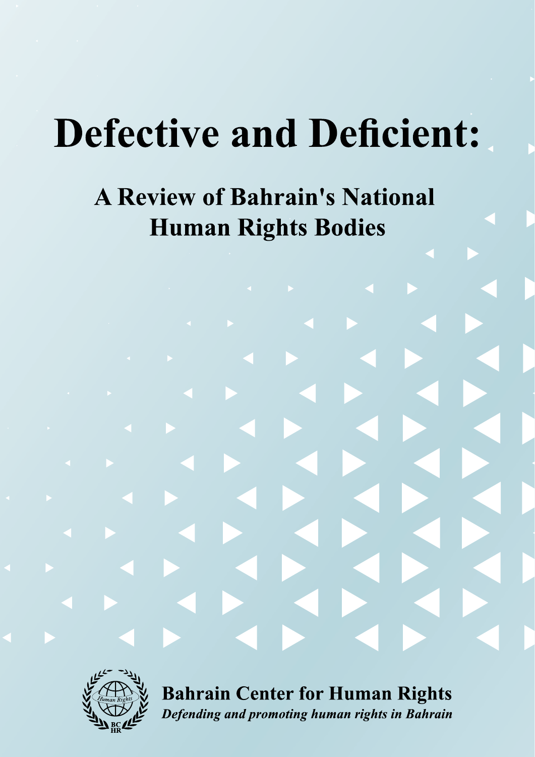# Defective and Deficient:

## A Review of Bahrain's National Human Rights Bodies

**Bahrain Center for Human Rights**

***Defending and promoting human rights in Bahrain***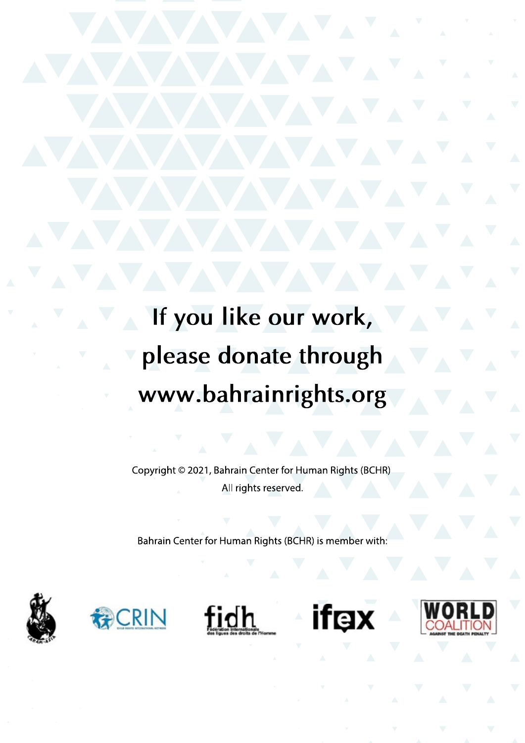**If you like our work, please donate through www.bahrainrights.org**

Copyright © 2021, Bahrain Center for Human Rights (BCHR)
All rights reserved.

Bahrain Center for Human Rights (BCHR) is member with: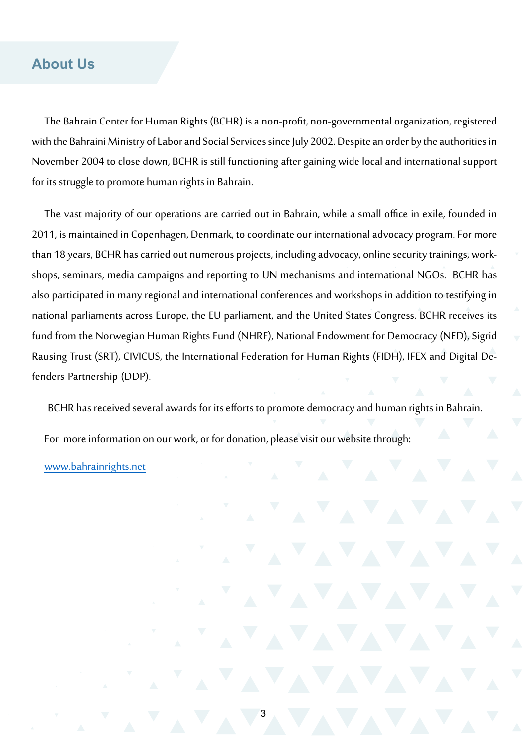## About Us

The Bahrain Center for Human Rights (BCHR) is a non-profit, non-governmental organization, registered with the Bahraini Ministry of Labor and Social Services since July 2002. Despite an order by the authorities in November 2004 to close down, BCHR is still functioning after gaining wide local and international support for its struggle to promote human rights in Bahrain.

The vast majority of our operations are carried out in Bahrain, while a small office in exile, founded in 2011, is maintained in Copenhagen, Denmark, to coordinate our international advocacy program. For more than 18 years, BCHR has carried out numerous projects, including advocacy, online security trainings, workshops, seminars, media campaigns and reporting to UN mechanisms and international NGOs. BCHR has also participated in many regional and international conferences and workshops in addition to testifying in national parliaments across Europe, the EU parliament, and the United States Congress. BCHR receives its fund from the Norwegian Human Rights Fund (NHRF), National Endowment for Democracy (NED), Sigrid Rausing Trust (SRT), CIVICUS, the International Federation for Human Rights (FIDH), IFEX and Digital Defenders Partnership (DDP).

BCHR has received several awards for its efforts to promote democracy and human rights in Bahrain.

For more information on our work, or for donation, please visit our website through:

www.bahrainrights.net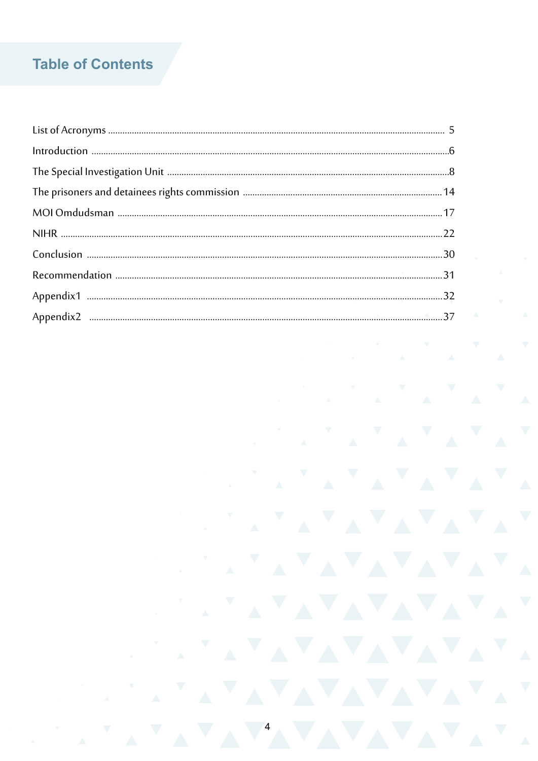# Table of Contents

List of Acronyms ........ 5

Introduction ........ 6

The Special Investigation Unit ........ 8

The prisoners and detainees rights commission ........ 14

MOI Omdudsman ........ 17

NIHR ........ 22

Conclusion ........ 30

Recommendation ........ 31

Appendix1 ........ 32

Appendix2 ........ 37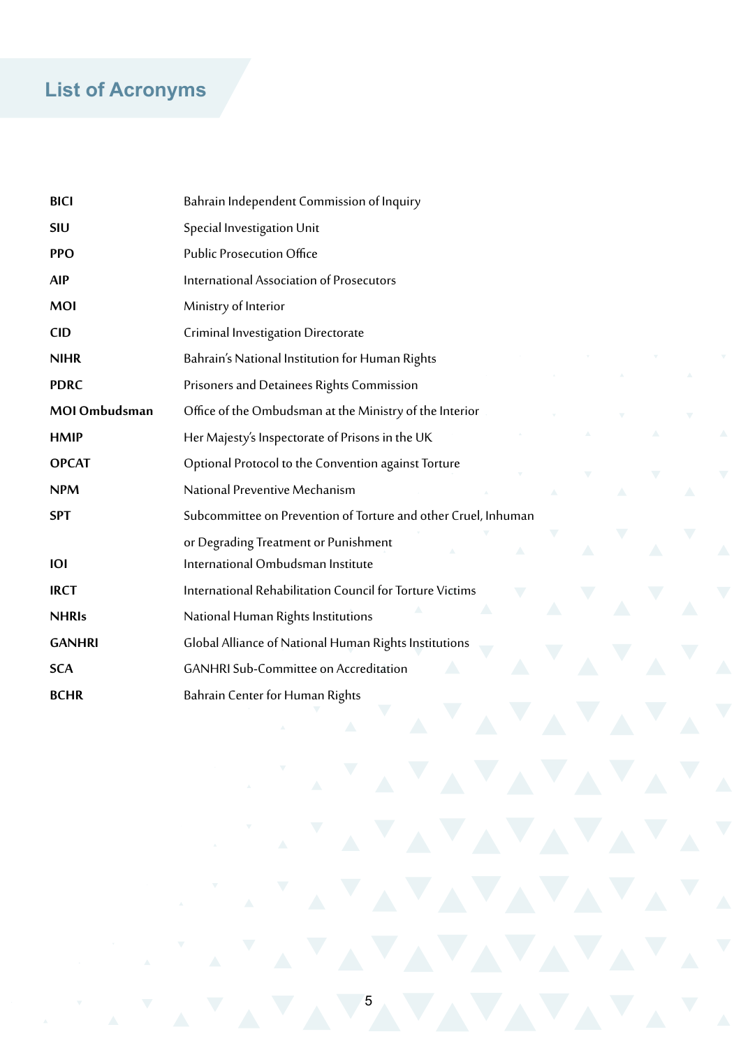# List of Acronyms

| | |
|---|---|
| **BICI** | Bahrain Independent Commission of Inquiry |
| **SIU** | Special Investigation Unit |
| **PPO** | Public Prosecution Office |
| **AIP** | International Association of Prosecutors |
| **MOI** | Ministry of Interior |
| **CID** | Criminal Investigation Directorate |
| **NIHR** | Bahrain's National Institution for Human Rights |
| **PDRC** | Prisoners and Detainees Rights Commission |
| **MOI Ombudsman** | Office of the Ombudsman at the Ministry of the Interior |
| **HMIP** | Her Majesty's Inspectorate of Prisons in the UK |
| **OPCAT** | Optional Protocol to the Convention against Torture |
| **NPM** | National Preventive Mechanism |
| **SPT** | Subcommittee on Prevention of Torture and other Cruel, Inhuman or Degrading Treatment or Punishment |
| **IOI** | International Ombudsman Institute |
| **IRCT** | International Rehabilitation Council for Torture Victims |
| **NHRIs** | National Human Rights Institutions |
| **GANHRI** | Global Alliance of National Human Rights Institutions |
| **SCA** | GANHRI Sub-Committee on Accreditation |
| **BCHR** | Bahrain Center for Human Rights |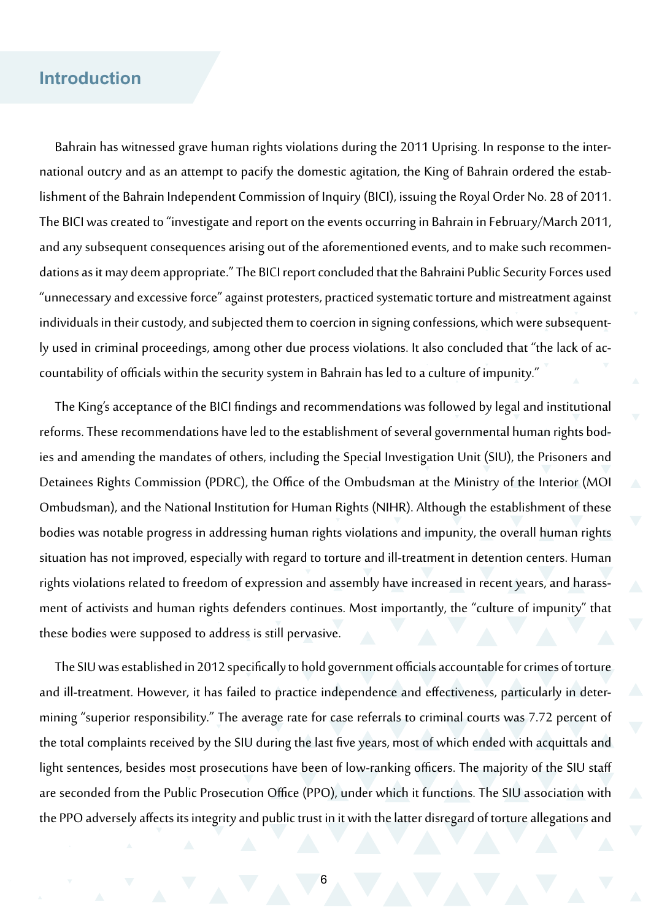## Introduction

Bahrain has witnessed grave human rights violations during the 2011 Uprising. In response to the international outcry and as an attempt to pacify the domestic agitation, the King of Bahrain ordered the establishment of the Bahrain Independent Commission of Inquiry (BICI), issuing the Royal Order No. 28 of 2011. The BICI was created to "investigate and report on the events occurring in Bahrain in February/March 2011, and any subsequent consequences arising out of the aforementioned events, and to make such recommendations as it may deem appropriate." The BICI report concluded that the Bahraini Public Security Forces used "unnecessary and excessive force" against protesters, practiced systematic torture and mistreatment against individuals in their custody, and subjected them to coercion in signing confessions, which were subsequently used in criminal proceedings, among other due process violations. It also concluded that "the lack of accountability of officials within the security system in Bahrain has led to a culture of impunity."

The King's acceptance of the BICI findings and recommendations was followed by legal and institutional reforms. These recommendations have led to the establishment of several governmental human rights bodies and amending the mandates of others, including the Special Investigation Unit (SIU), the Prisoners and Detainees Rights Commission (PDRC), the Office of the Ombudsman at the Ministry of the Interior (MOI Ombudsman), and the National Institution for Human Rights (NIHR). Although the establishment of these bodies was notable progress in addressing human rights violations and impunity, the overall human rights situation has not improved, especially with regard to torture and ill-treatment in detention centers. Human rights violations related to freedom of expression and assembly have increased in recent years, and harassment of activists and human rights defenders continues. Most importantly, the "culture of impunity" that these bodies were supposed to address is still pervasive.

The SIU was established in 2012 specifically to hold government officials accountable for crimes of torture and ill-treatment. However, it has failed to practice independence and effectiveness, particularly in determining "superior responsibility." The average rate for case referrals to criminal courts was 7.72 percent of the total complaints received by the SIU during the last five years, most of which ended with acquittals and light sentences, besides most prosecutions have been of low-ranking officers. The majority of the SIU staff are seconded from the Public Prosecution Office (PPO), under which it functions. The SIU association with the PPO adversely affects its integrity and public trust in it with the latter disregard of torture allegations and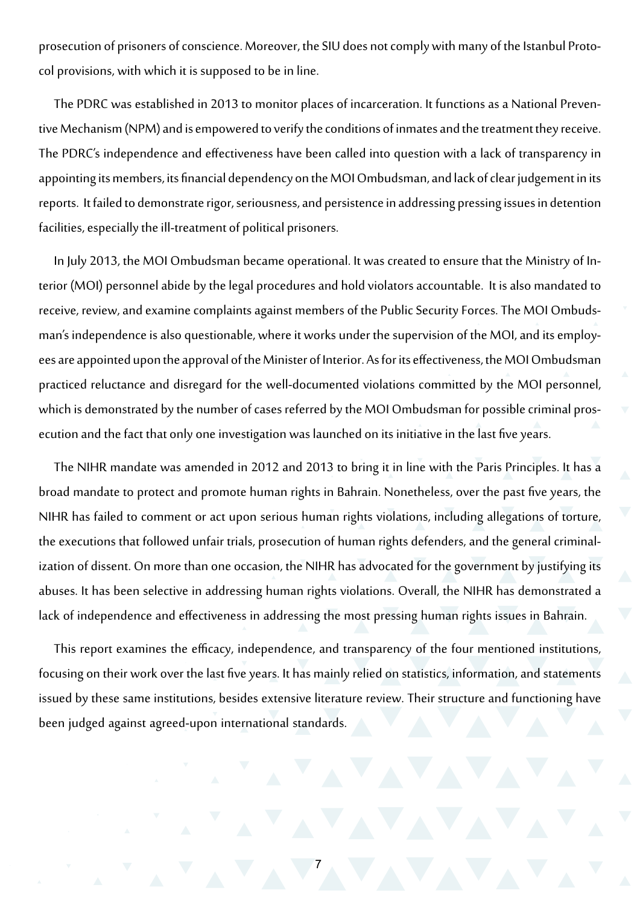prosecution of prisoners of conscience. Moreover, the SIU does not comply with many of the Istanbul Protocol provisions, with which it is supposed to be in line.

The PDRC was established in 2013 to monitor places of incarceration. It functions as a National Preventive Mechanism (NPM) and is empowered to verify the conditions of inmates and the treatment they receive. The PDRC's independence and effectiveness have been called into question with a lack of transparency in appointing its members, its financial dependency on the MOI Ombudsman, and lack of clear judgement in its reports. It failed to demonstrate rigor, seriousness, and persistence in addressing pressing issues in detention facilities, especially the ill-treatment of political prisoners.

In July 2013, the MOI Ombudsman became operational. It was created to ensure that the Ministry of Interior (MOI) personnel abide by the legal procedures and hold violators accountable. It is also mandated to receive, review, and examine complaints against members of the Public Security Forces. The MOI Ombudsman's independence is also questionable, where it works under the supervision of the MOI, and its employees are appointed upon the approval of the Minister of Interior. As for its effectiveness, the MOI Ombudsman practiced reluctance and disregard for the well-documented violations committed by the MOI personnel, which is demonstrated by the number of cases referred by the MOI Ombudsman for possible criminal prosecution and the fact that only one investigation was launched on its initiative in the last five years.

The NIHR mandate was amended in 2012 and 2013 to bring it in line with the Paris Principles. It has a broad mandate to protect and promote human rights in Bahrain. Nonetheless, over the past five years, the NIHR has failed to comment or act upon serious human rights violations, including allegations of torture, the executions that followed unfair trials, prosecution of human rights defenders, and the general criminalization of dissent. On more than one occasion, the NIHR has advocated for the government by justifying its abuses. It has been selective in addressing human rights violations. Overall, the NIHR has demonstrated a lack of independence and effectiveness in addressing the most pressing human rights issues in Bahrain.

This report examines the efficacy, independence, and transparency of the four mentioned institutions, focusing on their work over the last five years. It has mainly relied on statistics, information, and statements issued by these same institutions, besides extensive literature review. Their structure and functioning have been judged against agreed-upon international standards.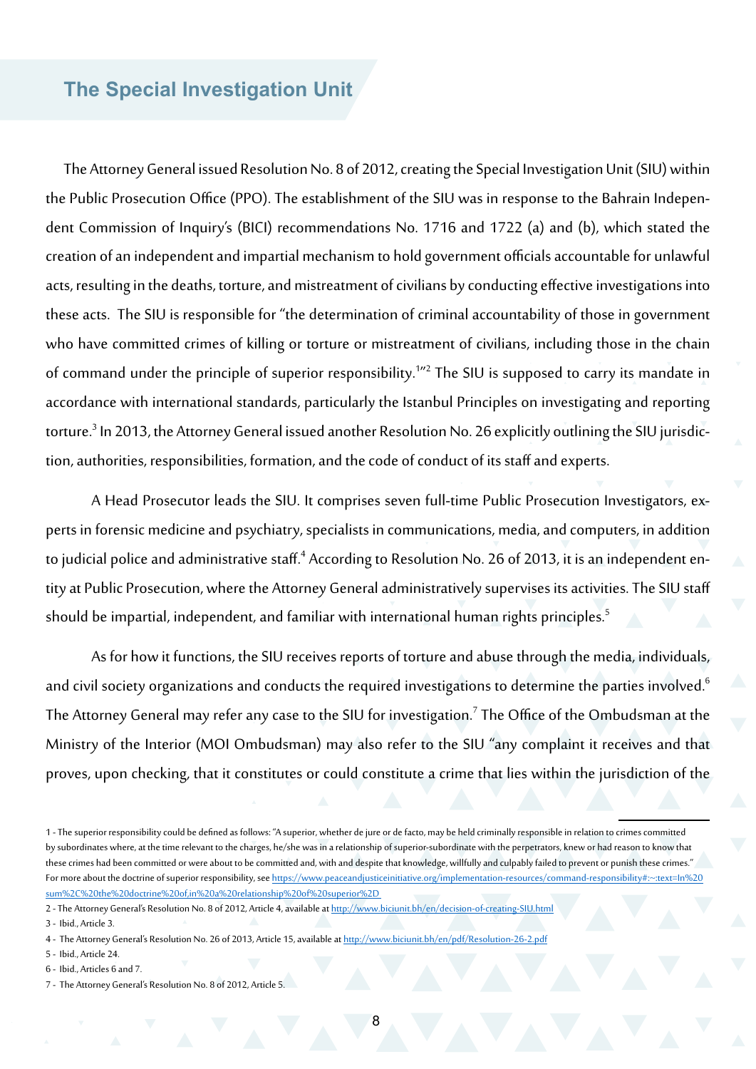## The Special Investigation Unit

The Attorney General issued Resolution No. 8 of 2012, creating the Special Investigation Unit (SIU) within the Public Prosecution Office (PPO). The establishment of the SIU was in response to the Bahrain Independent Commission of Inquiry's (BICI) recommendations No. 1716 and 1722 (a) and (b), which stated the creation of an independent and impartial mechanism to hold government officials accountable for unlawful acts, resulting in the deaths, torture, and mistreatment of civilians by conducting effective investigations into these acts. The SIU is responsible for "the determination of criminal accountability of those in government who have committed crimes of killing or torture or mistreatment of civilians, including those in the chain of command under the principle of superior responsibility.[1]"[2] The SIU is supposed to carry its mandate in accordance with international standards, particularly the Istanbul Principles on investigating and reporting torture.[3] In 2013, the Attorney General issued another Resolution No. 26 explicitly outlining the SIU jurisdiction, authorities, responsibilities, formation, and the code of conduct of its staff and experts.

A Head Prosecutor leads the SIU. It comprises seven full-time Public Prosecution Investigators, experts in forensic medicine and psychiatry, specialists in communications, media, and computers, in addition to judicial police and administrative staff.[4] According to Resolution No. 26 of 2013, it is an independent entity at Public Prosecution, where the Attorney General administratively supervises its activities. The SIU staff should be impartial, independent, and familiar with international human rights principles.[5]

As for how it functions, the SIU receives reports of torture and abuse through the media, individuals, and civil society organizations and conducts the required investigations to determine the parties involved.[6] The Attorney General may refer any case to the SIU for investigation.[7] The Office of the Ombudsman at the Ministry of the Interior (MOI Ombudsman) may also refer to the SIU "any complaint it receives and that proves, upon checking, that it constitutes or could constitute a crime that lies within the jurisdiction of the

---

1 - The superior responsibility could be defined as follows: "A superior, whether de jure or de facto, may be held criminally responsible in relation to crimes committed by subordinates where, at the time relevant to the charges, he/she was in a relationship of superior-subordinate with the perpetrators, knew or had reason to know that these crimes had been committed or were about to be committed and, with and despite that knowledge, willfully and culpably failed to prevent or punish these crimes." For more about the doctrine of superior responsibility, see https://www.peaceandjusticeinitiative.org/implementation-resources/command-responsibility#:~:text=In%20sum%2C%20the%20doctrine%20of,in%20a%20relationship%20of%20superior%2D

2 - The Attorney General's Resolution No. 8 of 2012, Article 4, available at http://www.biciunit.bh/en/decision-of-creating-SIU.html

3 - Ibid., Article 3.

4 - The Attorney General's Resolution No. 26 of 2013, Article 15, available at http://www.biciunit.bh/en/pdf/Resolution-26-2.pdf

5 - Ibid., Article 24.

6 - Ibid., Articles 6 and 7.

7 - The Attorney General's Resolution No. 8 of 2012, Article 5.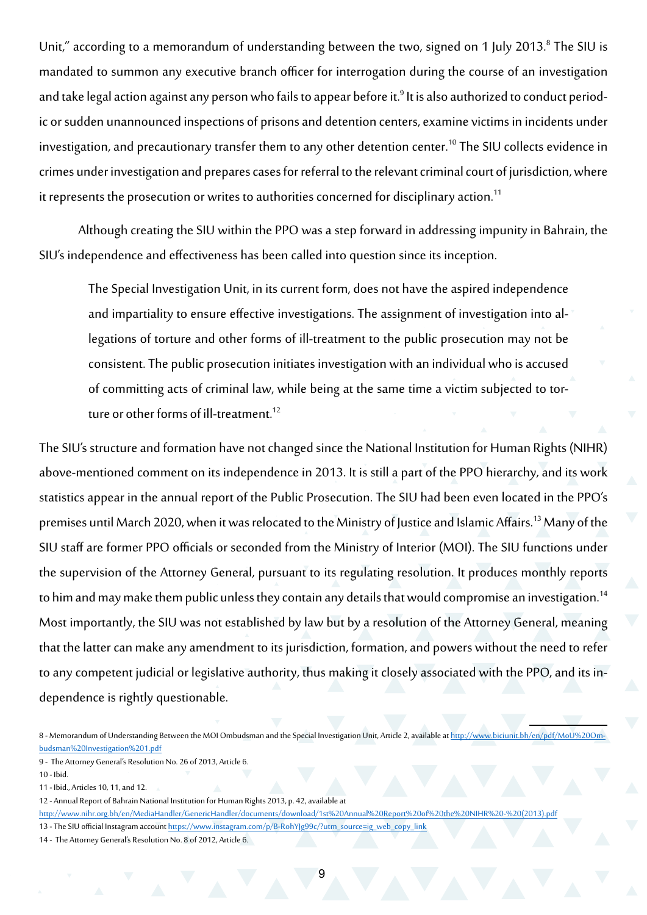Unit," according to a memorandum of understanding between the two, signed on 1 July 2013.[8] The SIU is mandated to summon any executive branch officer for interrogation during the course of an investigation and take legal action against any person who fails to appear before it.[9] It is also authorized to conduct periodic or sudden unannounced inspections of prisons and detention centers, examine victims in incidents under investigation, and precautionary transfer them to any other detention center.[10] The SIU collects evidence in crimes under investigation and prepares cases for referral to the relevant criminal court of jurisdiction, where it represents the prosecution or writes to authorities concerned for disciplinary action.[11]

Although creating the SIU within the PPO was a step forward in addressing impunity in Bahrain, the SIU's independence and effectiveness has been called into question since its inception.

> The Special Investigation Unit, in its current form, does not have the aspired independence and impartiality to ensure effective investigations. The assignment of investigation into allegations of torture and other forms of ill-treatment to the public prosecution may not be consistent. The public prosecution initiates investigation with an individual who is accused of committing acts of criminal law, while being at the same time a victim subjected to torture or other forms of ill-treatment.[12]

The SIU's structure and formation have not changed since the National Institution for Human Rights (NIHR) above-mentioned comment on its independence in 2013. It is still a part of the PPO hierarchy, and its work statistics appear in the annual report of the Public Prosecution. The SIU had been even located in the PPO's premises until March 2020, when it was relocated to the Ministry of Justice and Islamic Affairs.[13] Many of the SIU staff are former PPO officials or seconded from the Ministry of Interior (MOI). The SIU functions under the supervision of the Attorney General, pursuant to its regulating resolution. It produces monthly reports to him and may make them public unless they contain any details that would compromise an investigation.[14] Most importantly, the SIU was not established by law but by a resolution of the Attorney General, meaning that the latter can make any amendment to its jurisdiction, formation, and powers without the need to refer to any competent judicial or legislative authority, thus making it closely associated with the PPO, and its independence is rightly questionable.

---

8 - Memorandum of Understanding Between the MOI Ombudsman and the Special Investigation Unit, Article 2, available at http://www.biciunit.bh/en/pdf/MoU%20Ombudsman%20Investigation%201.pdf

9 - The Attorney General's Resolution No. 26 of 2013, Article 6.

10 - Ibid.

11 - Ibid., Articles 10, 11, and 12.

12 - Annual Report of Bahrain National Institution for Human Rights 2013, p. 42, available at http://www.nihr.org.bh/en/MediaHandler/GenericHandler/documents/download/1st%20Annual%20Report%20of%20the%20NIHR%20-%20(2013).pdf

13 - The SIU official Instagram account https://www.instagram.com/p/B-RohYJg99c/?utm_source=ig_web_copy_link

14 - The Attorney General's Resolution No. 8 of 2012, Article 6.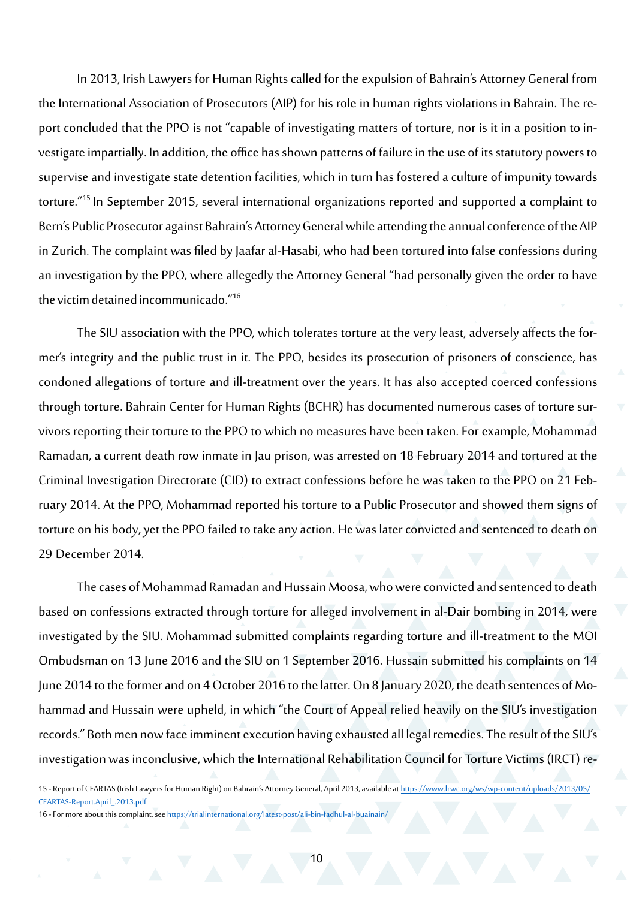In 2013, Irish Lawyers for Human Rights called for the expulsion of Bahrain's Attorney General from the International Association of Prosecutors (AIP) for his role in human rights violations in Bahrain. The report concluded that the PPO is not "capable of investigating matters of torture, nor is it in a position to investigate impartially. In addition, the office has shown patterns of failure in the use of its statutory powers to supervise and investigate state detention facilities, which in turn has fostered a culture of impunity towards torture."[15] In September 2015, several international organizations reported and supported a complaint to Bern's Public Prosecutor against Bahrain's Attorney General while attending the annual conference of the AIP in Zurich. The complaint was filed by Jaafar al-Hasabi, who had been tortured into false confessions during an investigation by the PPO, where allegedly the Attorney General "had personally given the order to have the victim detained incommunicado."[16]

The SIU association with the PPO, which tolerates torture at the very least, adversely affects the former's integrity and the public trust in it. The PPO, besides its prosecution of prisoners of conscience, has condoned allegations of torture and ill-treatment over the years. It has also accepted coerced confessions through torture. Bahrain Center for Human Rights (BCHR) has documented numerous cases of torture survivors reporting their torture to the PPO to which no measures have been taken. For example, Mohammad Ramadan, a current death row inmate in Jau prison, was arrested on 18 February 2014 and tortured at the Criminal Investigation Directorate (CID) to extract confessions before he was taken to the PPO on 21 February 2014. At the PPO, Mohammad reported his torture to a Public Prosecutor and showed them signs of torture on his body, yet the PPO failed to take any action. He was later convicted and sentenced to death on 29 December 2014.

The cases of Mohammad Ramadan and Hussain Moosa, who were convicted and sentenced to death based on confessions extracted through torture for alleged involvement in al-Dair bombing in 2014, were investigated by the SIU. Mohammad submitted complaints regarding torture and ill-treatment to the MOI Ombudsman on 13 June 2016 and the SIU on 1 September 2016. Hussain submitted his complaints on 14 June 2014 to the former and on 4 October 2016 to the latter. On 8 January 2020, the death sentences of Mohammad and Hussain were upheld, in which "the Court of Appeal relied heavily on the SIU's investigation records." Both men now face imminent execution having exhausted all legal remedies. The result of the SIU's investigation was inconclusive, which the International Rehabilitation Council for Torture Victims (IRCT) re-

---

15 - Report of CEARTAS (Irish Lawyers for Human Right) on Bahrain's Attorney General, April 2013, available at https://www.lrwc.org/ws/wp-content/uploads/2013/05/CEARTAS-Report.April_.2013.pdf

16 - For more about this complaint, see https://trialinternational.org/latest-post/ali-bin-fadhul-al-buainain/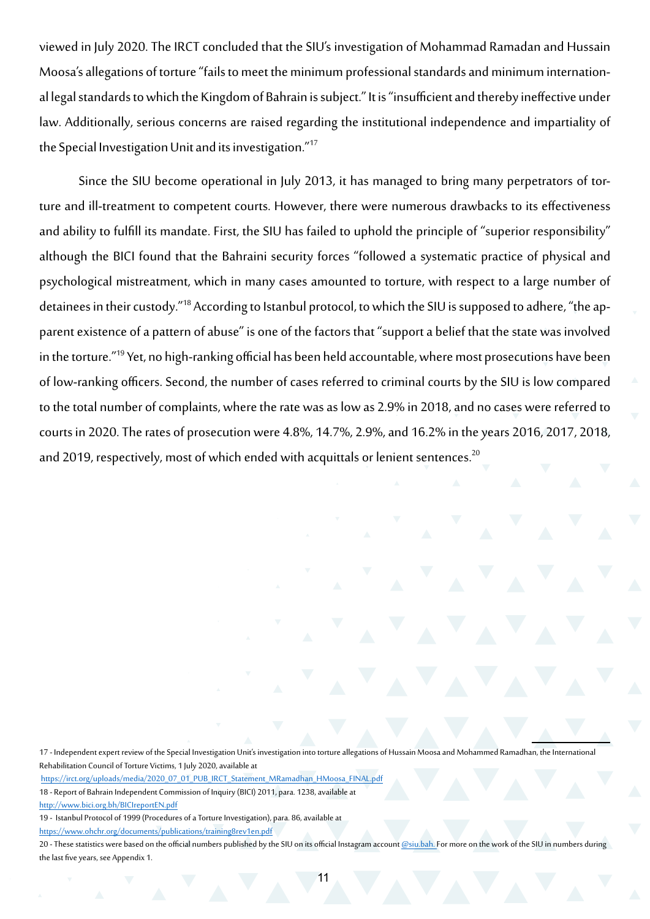viewed in July 2020. The IRCT concluded that the SIU's investigation of Mohammad Ramadan and Hussain Moosa's allegations of torture "fails to meet the minimum professional standards and minimum international legal standards to which the Kingdom of Bahrain is subject." It is "insufficient and thereby ineffective under law. Additionally, serious concerns are raised regarding the institutional independence and impartiality of the Special Investigation Unit and its investigation."[17]

Since the SIU become operational in July 2013, it has managed to bring many perpetrators of torture and ill-treatment to competent courts. However, there were numerous drawbacks to its effectiveness and ability to fulfill its mandate. First, the SIU has failed to uphold the principle of "superior responsibility" although the BICI found that the Bahraini security forces "followed a systematic practice of physical and psychological mistreatment, which in many cases amounted to torture, with respect to a large number of detainees in their custody."[18] According to Istanbul protocol, to which the SIU is supposed to adhere, "the apparent existence of a pattern of abuse" is one of the factors that "support a belief that the state was involved in the torture."[19] Yet, no high-ranking official has been held accountable, where most prosecutions have been of low-ranking officers. Second, the number of cases referred to criminal courts by the SIU is low compared to the total number of complaints, where the rate was as low as 2.9% in 2018, and no cases were referred to courts in 2020. The rates of prosecution were 4.8%, 14.7%, 2.9%, and 16.2% in the years 2016, 2017, 2018, and 2019, respectively, most of which ended with acquittals or lenient sentences.[20]

---

17 - Independent expert review of the Special Investigation Unit's investigation into torture allegations of Hussain Moosa and Mohammed Ramadhan, the International Rehabilitation Council of Torture Victims, 1 July 2020, available at https://irct.org/uploads/media/2020_07_01_PUB_IRCT_Statement_MRamadhan_HMoosa_FINAL.pdf

18 - Report of Bahrain Independent Commission of Inquiry (BICI) 2011, para. 1238, available at http://www.bici.org.bh/BICIreportEN.pdf

19 - Istanbul Protocol of 1999 (Procedures of a Torture Investigation), para. 86, available at https://www.ohchr.org/documents/publications/training8rev1en.pdf

20 - These statistics were based on the official numbers published by the SIU on its official Instagram account @siu.bah. For more on the work of the SIU in numbers during the last five years, see Appendix 1.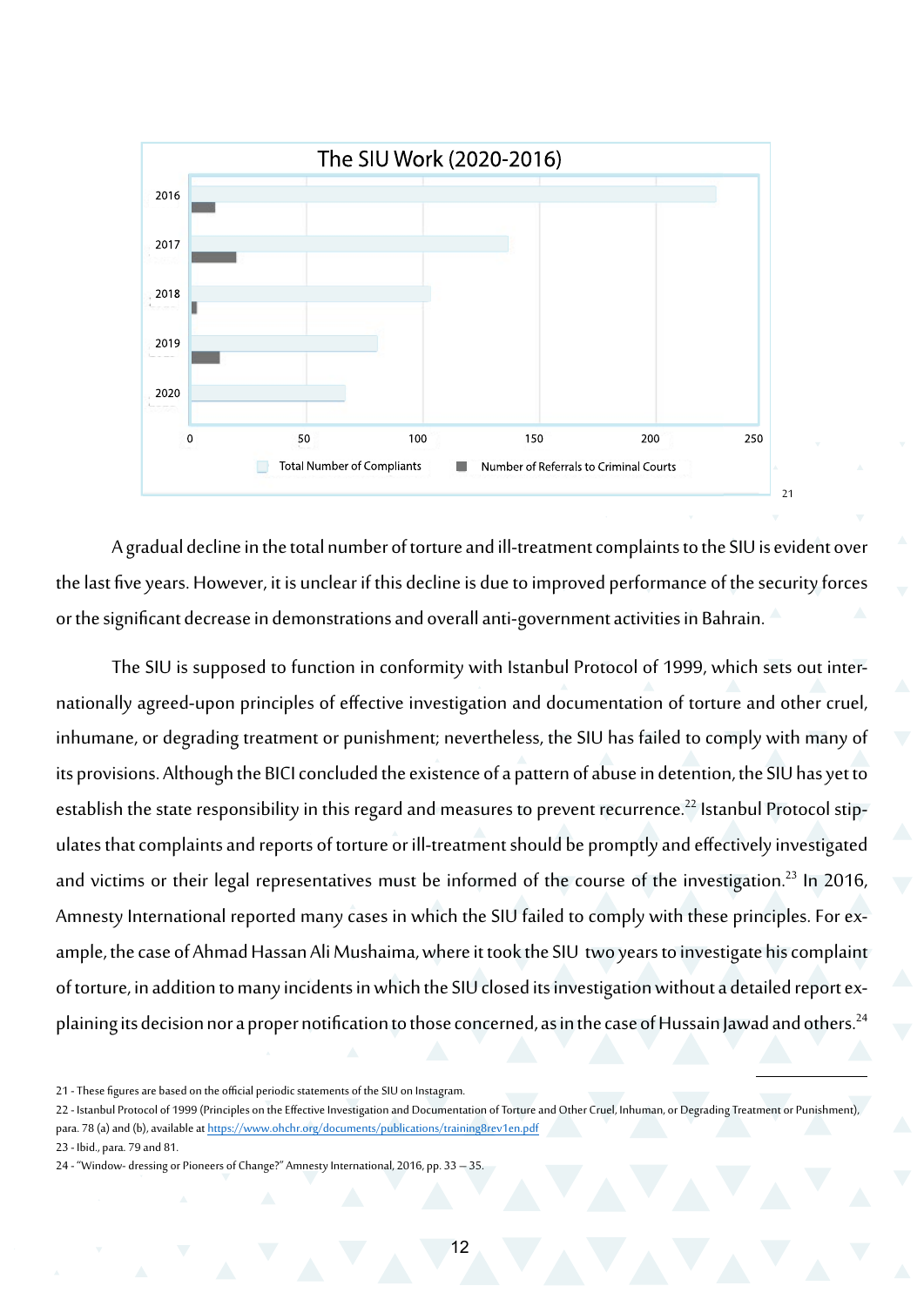The SIU Work (2020-2016)

2016, 2017, 2018, 2019, 2020

0, 50, 100, 150, 200, 250

Total Number of Compliants — Number of Referrals to Criminal Courts

[21]

A gradual decline in the total number of torture and ill-treatment complaints to the SIU is evident over the last five years. However, it is unclear if this decline is due to improved performance of the security forces or the significant decrease in demonstrations and overall anti-government activities in Bahrain.

The SIU is supposed to function in conformity with Istanbul Protocol of 1999, which sets out internationally agreed-upon principles of effective investigation and documentation of torture and other cruel, inhumane, or degrading treatment or punishment; nevertheless, the SIU has failed to comply with many of its provisions. Although the BICI concluded the existence of a pattern of abuse in detention, the SIU has yet to establish the state responsibility in this regard and measures to prevent recurrence.[22] Istanbul Protocol stipulates that complaints and reports of torture or ill-treatment should be promptly and effectively investigated and victims or their legal representatives must be informed of the course of the investigation.[23] In 2016, Amnesty International reported many cases in which the SIU failed to comply with these principles. For example, the case of Ahmad Hassan Ali Mushaima, where it took the SIU two years to investigate his complaint of torture, in addition to many incidents in which the SIU closed its investigation without a detailed report explaining its decision nor a proper notification to those concerned, as in the case of Hussain Jawad and others.[24]

---

21 - These figures are based on the official periodic statements of the SIU on Instagram.

22 - Istanbul Protocol of 1999 (Principles on the Effective Investigation and Documentation of Torture and Other Cruel, Inhuman, or Degrading Treatment or Punishment), para. 78 (a) and (b), available at https://www.ohchr.org/documents/publications/training8rev1en.pdf

23 - Ibid., para. 79 and 81.

24 - "Window- dressing or Pioneers of Change?" Amnesty International, 2016, pp. 33 – 35.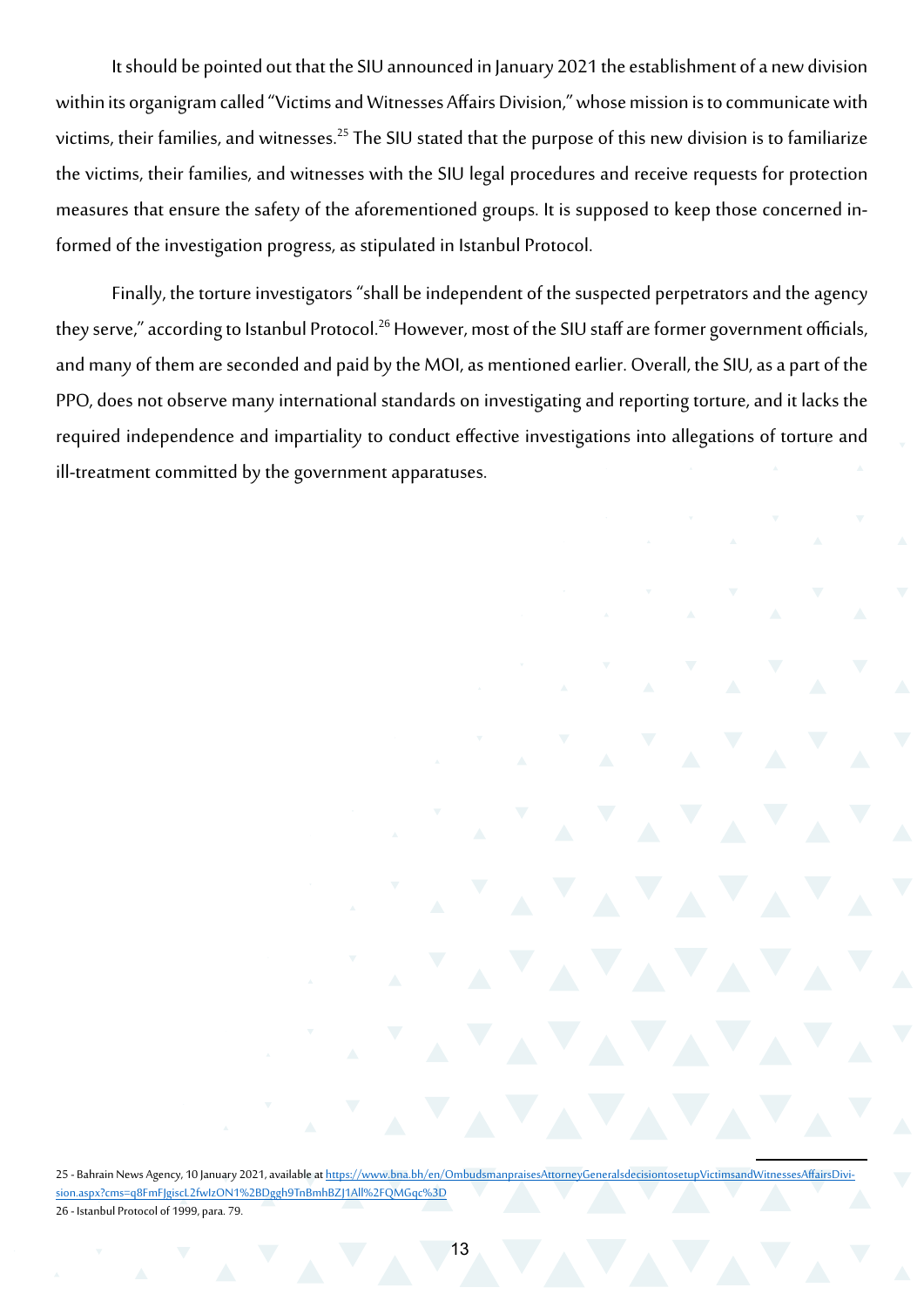It should be pointed out that the SIU announced in January 2021 the establishment of a new division within its organigram called "Victims and Witnesses Affairs Division," whose mission is to communicate with victims, their families, and witnesses.[25] The SIU stated that the purpose of this new division is to familiarize the victims, their families, and witnesses with the SIU legal procedures and receive requests for protection measures that ensure the safety of the aforementioned groups. It is supposed to keep those concerned informed of the investigation progress, as stipulated in Istanbul Protocol.

Finally, the torture investigators "shall be independent of the suspected perpetrators and the agency they serve," according to Istanbul Protocol.[26] However, most of the SIU staff are former government officials, and many of them are seconded and paid by the MOI, as mentioned earlier. Overall, the SIU, as a part of the PPO, does not observe many international standards on investigating and reporting torture, and it lacks the required independence and impartiality to conduct effective investigations into allegations of torture and ill-treatment committed by the government apparatuses.

25 - Bahrain News Agency, 10 January 2021, available at https://www.bna.bh/en/OmbudsmanpraisesAttorneyGeneralsdecisiontosetupVictimsandWitnessesAffairsDivision.aspx?cms=q8FmFJgiscL2fwIzON1%2BDggh9TnBmhBZJ1All%2FQMGqc%3D

26 - Istanbul Protocol of 1999, para. 79.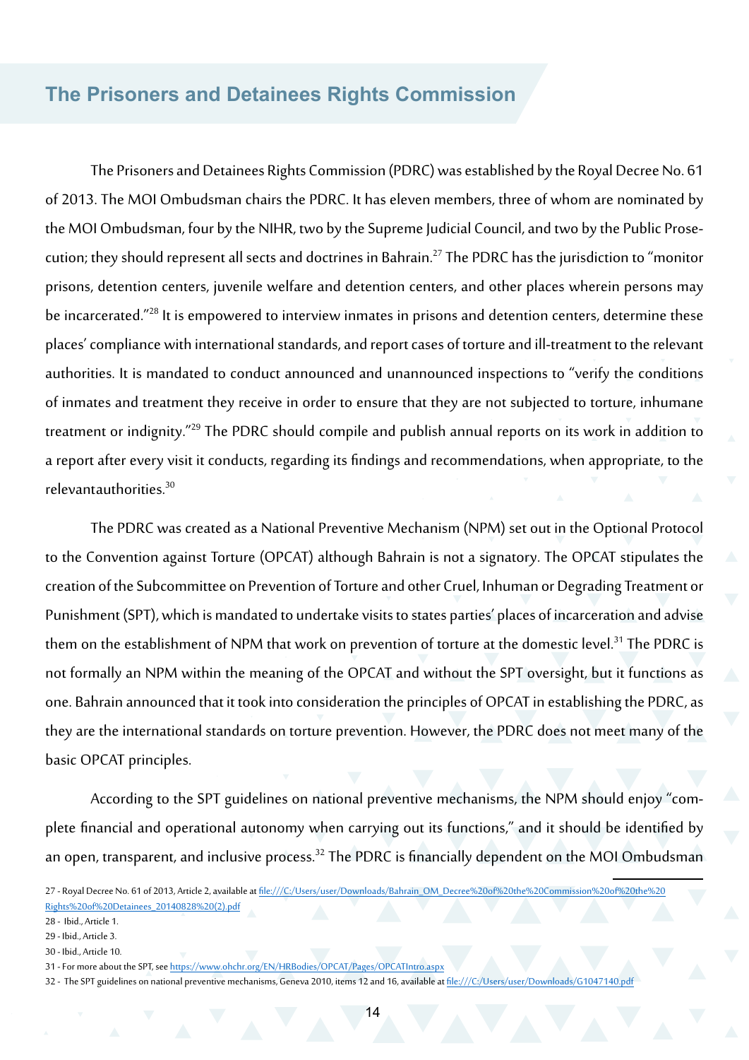## The Prisoners and Detainees Rights Commission

The Prisoners and Detainees Rights Commission (PDRC) was established by the Royal Decree No. 61 of 2013. The MOI Ombudsman chairs the PDRC. It has eleven members, three of whom are nominated by the MOI Ombudsman, four by the NIHR, two by the Supreme Judicial Council, and two by the Public Prosecution; they should represent all sects and doctrines in Bahrain.[27] The PDRC has the jurisdiction to "monitor prisons, detention centers, juvenile welfare and detention centers, and other places wherein persons may be incarcerated."[28] It is empowered to interview inmates in prisons and detention centers, determine these places' compliance with international standards, and report cases of torture and ill-treatment to the relevant authorities. It is mandated to conduct announced and unannounced inspections to "verify the conditions of inmates and treatment they receive in order to ensure that they are not subjected to torture, inhumane treatment or indignity."[29] The PDRC should compile and publish annual reports on its work in addition to a report after every visit it conducts, regarding its findings and recommendations, when appropriate, to the relevantauthorities.[30]

The PDRC was created as a National Preventive Mechanism (NPM) set out in the Optional Protocol to the Convention against Torture (OPCAT) although Bahrain is not a signatory. The OPCAT stipulates the creation of the Subcommittee on Prevention of Torture and other Cruel, Inhuman or Degrading Treatment or Punishment (SPT), which is mandated to undertake visits to states parties' places of incarceration and advise them on the establishment of NPM that work on prevention of torture at the domestic level.[31] The PDRC is not formally an NPM within the meaning of the OPCAT and without the SPT oversight, but it functions as one. Bahrain announced that it took into consideration the principles of OPCAT in establishing the PDRC, as they are the international standards on torture prevention. However, the PDRC does not meet many of the basic OPCAT principles.

According to the SPT guidelines on national preventive mechanisms, the NPM should enjoy "complete financial and operational autonomy when carrying out its functions," and it should be identified by an open, transparent, and inclusive process.[32] The PDRC is financially dependent on the MOI Ombudsman

---

27 - Royal Decree No. 61 of 2013, Article 2, available at file:///C:/Users/user/Downloads/Bahrain_OM_Decree%20of%20the%20Commission%20of%20the%20Rights%20of%20Detainees_20140828%20(2).pdf

28 - Ibid., Article 1.

29 - Ibid., Article 3.

30 - Ibid., Article 10.

31 - For more about the SPT, see https://www.ohchr.org/EN/HRBodies/OPCAT/Pages/OPCATIntro.aspx

32 - The SPT guidelines on national preventive mechanisms, Geneva 2010, items 12 and 16, available at file:///C:/Users/user/Downloads/G1047140.pdf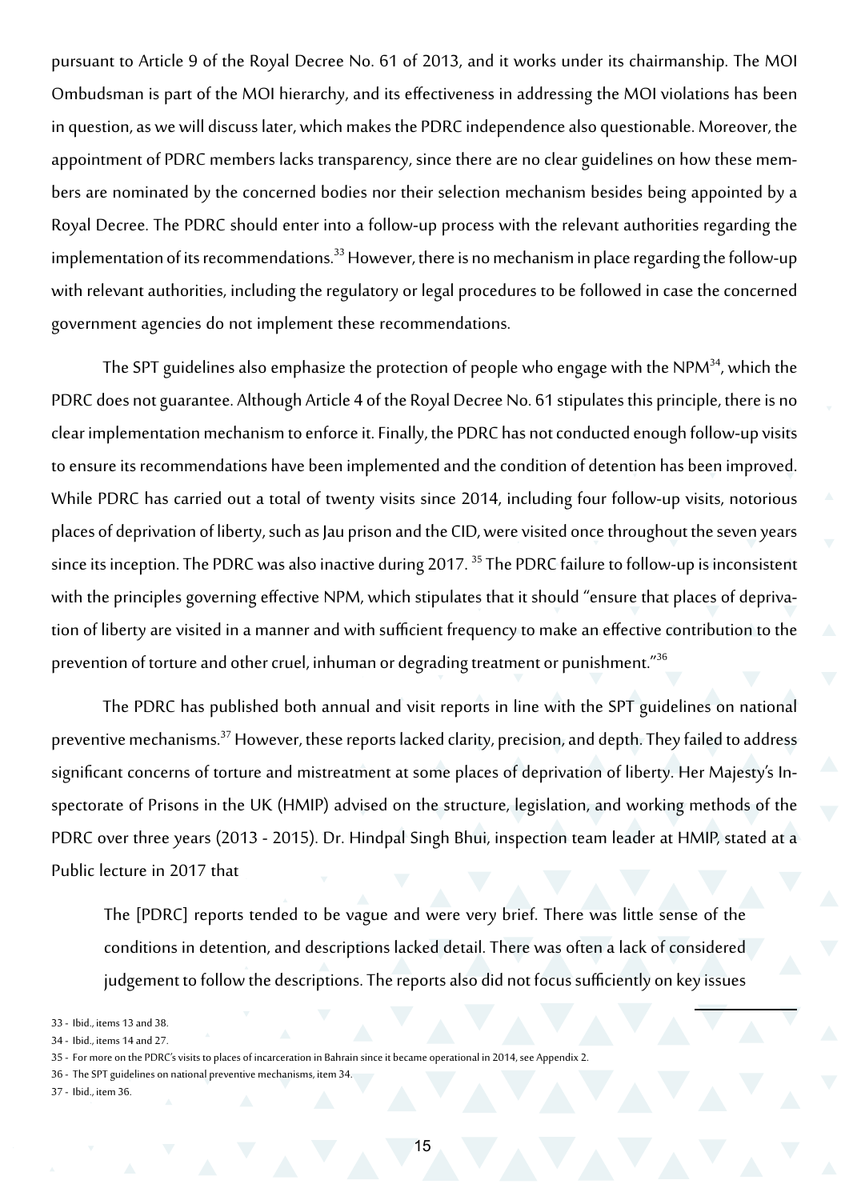pursuant to Article 9 of the Royal Decree No. 61 of 2013, and it works under its chairmanship. The MOI Ombudsman is part of the MOI hierarchy, and its effectiveness in addressing the MOI violations has been in question, as we will discuss later, which makes the PDRC independence also questionable. Moreover, the appointment of PDRC members lacks transparency, since there are no clear guidelines on how these members are nominated by the concerned bodies nor their selection mechanism besides being appointed by a Royal Decree. The PDRC should enter into a follow-up process with the relevant authorities regarding the implementation of its recommendations.[33] However, there is no mechanism in place regarding the follow-up with relevant authorities, including the regulatory or legal procedures to be followed in case the concerned government agencies do not implement these recommendations.

The SPT guidelines also emphasize the protection of people who engage with the NPM[34], which the PDRC does not guarantee. Although Article 4 of the Royal Decree No. 61 stipulates this principle, there is no clear implementation mechanism to enforce it. Finally, the PDRC has not conducted enough follow-up visits to ensure its recommendations have been implemented and the condition of detention has been improved. While PDRC has carried out a total of twenty visits since 2014, including four follow-up visits, notorious places of deprivation of liberty, such as Jau prison and the CID, were visited once throughout the seven years since its inception. The PDRC was also inactive during 2017. [35] The PDRC failure to follow-up is inconsistent with the principles governing effective NPM, which stipulates that it should "ensure that places of deprivation of liberty are visited in a manner and with sufficient frequency to make an effective contribution to the prevention of torture and other cruel, inhuman or degrading treatment or punishment."[36]

The PDRC has published both annual and visit reports in line with the SPT guidelines on national preventive mechanisms.[37] However, these reports lacked clarity, precision, and depth. They failed to address significant concerns of torture and mistreatment at some places of deprivation of liberty. Her Majesty's Inspectorate of Prisons in the UK (HMIP) advised on the structure, legislation, and working methods of the PDRC over three years (2013 - 2015). Dr. Hindpal Singh Bhui, inspection team leader at HMIP, stated at a Public lecture in 2017 that

> The [PDRC] reports tended to be vague and were very brief. There was little sense of the conditions in detention, and descriptions lacked detail. There was often a lack of considered judgement to follow the descriptions. The reports also did not focus sufficiently on key issues

33 - Ibid., items 13 and 38.

34 - Ibid., items 14 and 27.

35 - For more on the PDRC's visits to places of incarceration in Bahrain since it became operational in 2014, see Appendix 2.

36 - The SPT guidelines on national preventive mechanisms, item 34.

37 - Ibid., item 36.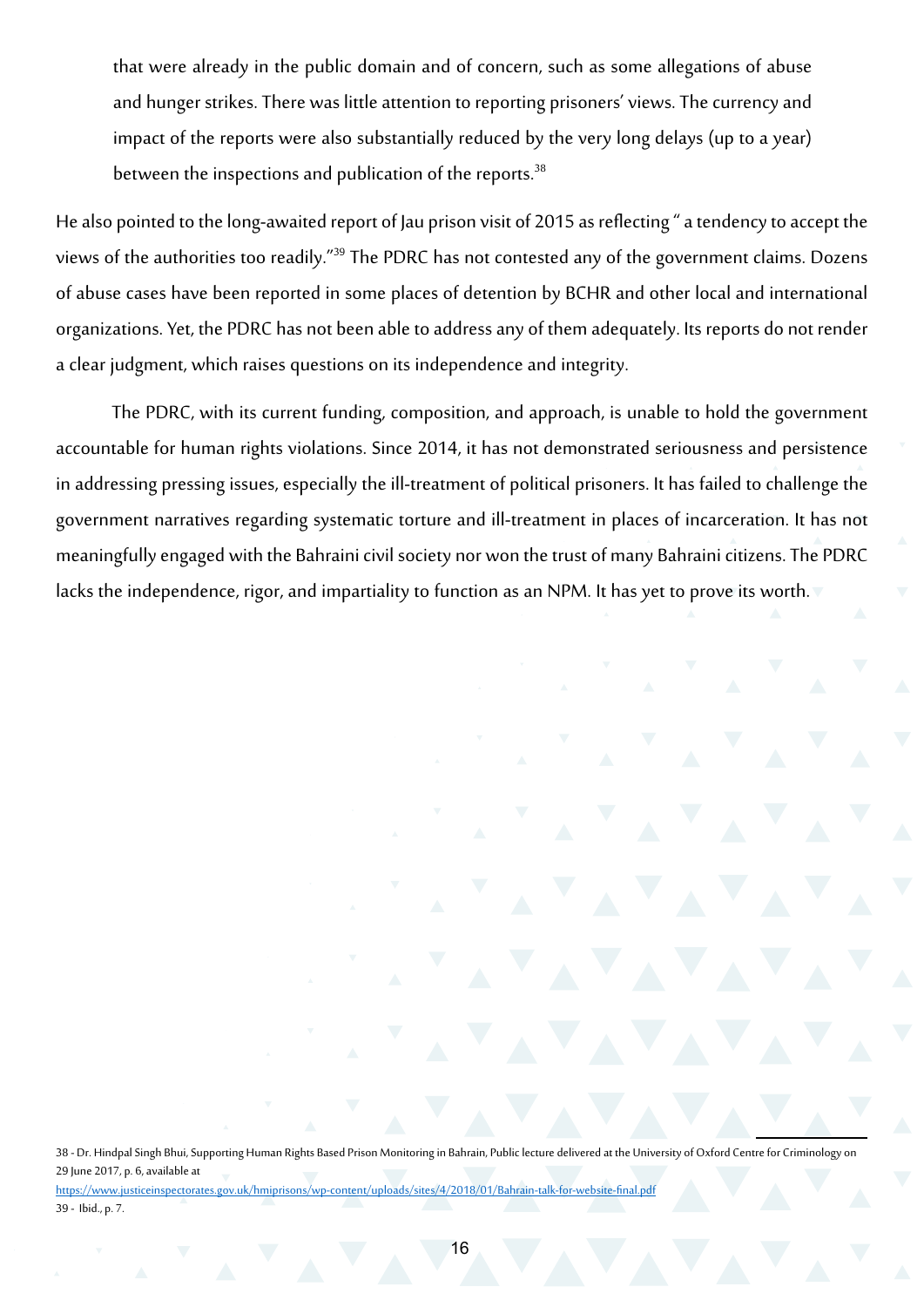> that were already in the public domain and of concern, such as some allegations of abuse and hunger strikes. There was little attention to reporting prisoners' views. The currency and impact of the reports were also substantially reduced by the very long delays (up to a year) between the inspections and publication of the reports.[38]

He also pointed to the long-awaited report of Jau prison visit of 2015 as reflecting " a tendency to accept the views of the authorities too readily."[39] The PDRC has not contested any of the government claims. Dozens of abuse cases have been reported in some places of detention by BCHR and other local and international organizations. Yet, the PDRC has not been able to address any of them adequately. Its reports do not render a clear judgment, which raises questions on its independence and integrity.

The PDRC, with its current funding, composition, and approach, is unable to hold the government accountable for human rights violations. Since 2014, it has not demonstrated seriousness and persistence in addressing pressing issues, especially the ill-treatment of political prisoners. It has failed to challenge the government narratives regarding systematic torture and ill-treatment in places of incarceration. It has not meaningfully engaged with the Bahraini civil society nor won the trust of many Bahraini citizens. The PDRC lacks the independence, rigor, and impartiality to function as an NPM. It has yet to prove its worth.

38 - Dr. Hindpal Singh Bhui, Supporting Human Rights Based Prison Monitoring in Bahrain, Public lecture delivered at the University of Oxford Centre for Criminology on 29 June 2017, p. 6, available at https://www.justiceinspectorates.gov.uk/hmiprisons/wp-content/uploads/sites/4/2018/01/Bahrain-talk-for-website-final.pdf

39 - Ibid., p. 7.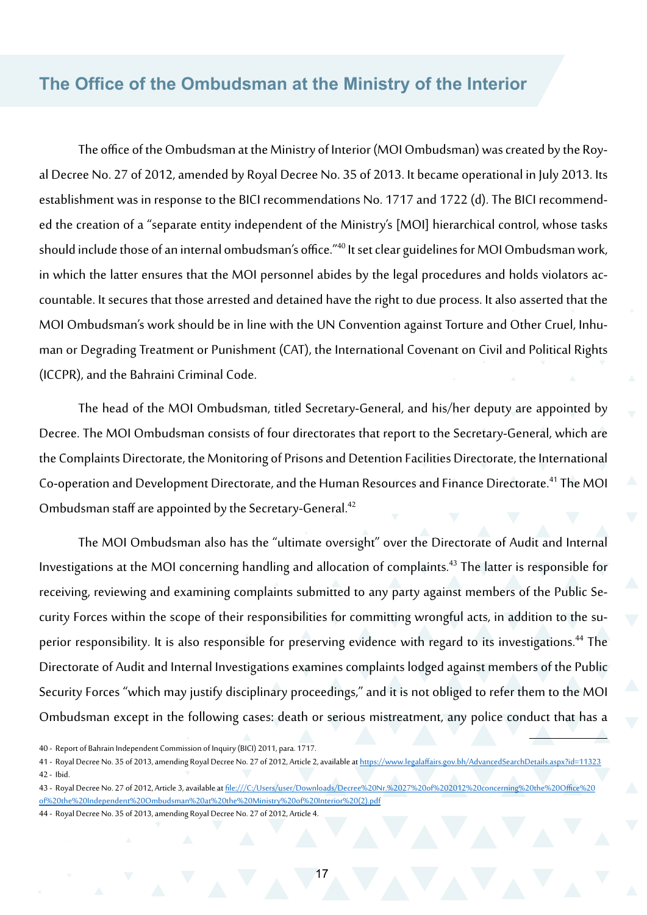## The Office of the Ombudsman at the Ministry of the Interior

The office of the Ombudsman at the Ministry of Interior (MOI Ombudsman) was created by the Royal Decree No. 27 of 2012, amended by Royal Decree No. 35 of 2013. It became operational in July 2013. Its establishment was in response to the BICI recommendations No. 1717 and 1722 (d). The BICI recommended the creation of a "separate entity independent of the Ministry's [MOI] hierarchical control, whose tasks should include those of an internal ombudsman's office."[40] It set clear guidelines for MOI Ombudsman work, in which the latter ensures that the MOI personnel abides by the legal procedures and holds violators accountable. It secures that those arrested and detained have the right to due process. It also asserted that the MOI Ombudsman's work should be in line with the UN Convention against Torture and Other Cruel, Inhuman or Degrading Treatment or Punishment (CAT), the International Covenant on Civil and Political Rights (ICCPR), and the Bahraini Criminal Code.

The head of the MOI Ombudsman, titled Secretary-General, and his/her deputy are appointed by Decree. The MOI Ombudsman consists of four directorates that report to the Secretary-General, which are the Complaints Directorate, the Monitoring of Prisons and Detention Facilities Directorate, the International Co-operation and Development Directorate, and the Human Resources and Finance Directorate.[41] The MOI Ombudsman staff are appointed by the Secretary-General.[42]

The MOI Ombudsman also has the "ultimate oversight" over the Directorate of Audit and Internal Investigations at the MOI concerning handling and allocation of complaints.[43] The latter is responsible for receiving, reviewing and examining complaints submitted to any party against members of the Public Security Forces within the scope of their responsibilities for committing wrongful acts, in addition to the superior responsibility. It is also responsible for preserving evidence with regard to its investigations.[44] The Directorate of Audit and Internal Investigations examines complaints lodged against members of the Public Security Forces "which may justify disciplinary proceedings," and it is not obliged to refer them to the MOI Ombudsman except in the following cases: death or serious mistreatment, any police conduct that has a

---

40 - Report of Bahrain Independent Commission of Inquiry (BICI) 2011, para. 1717.

41 - Royal Decree No. 35 of 2013, amending Royal Decree No. 27 of 2012, Article 2, available at https://www.legalaffairs.gov.bh/AdvancedSearchDetails.aspx?id=11323

42 - Ibid.

43 - Royal Decree No. 27 of 2012, Article 3, available at file:///C:/Users/user/Downloads/Decree%20Nr.%2027%20of%202012%20concerning%20the%20Office%20of%20the%20Independent%20Ombudsman%20at%20the%20Ministry%20of%20Interior%20(2).pdf

44 - Royal Decree No. 35 of 2013, amending Royal Decree No. 27 of 2012, Article 4.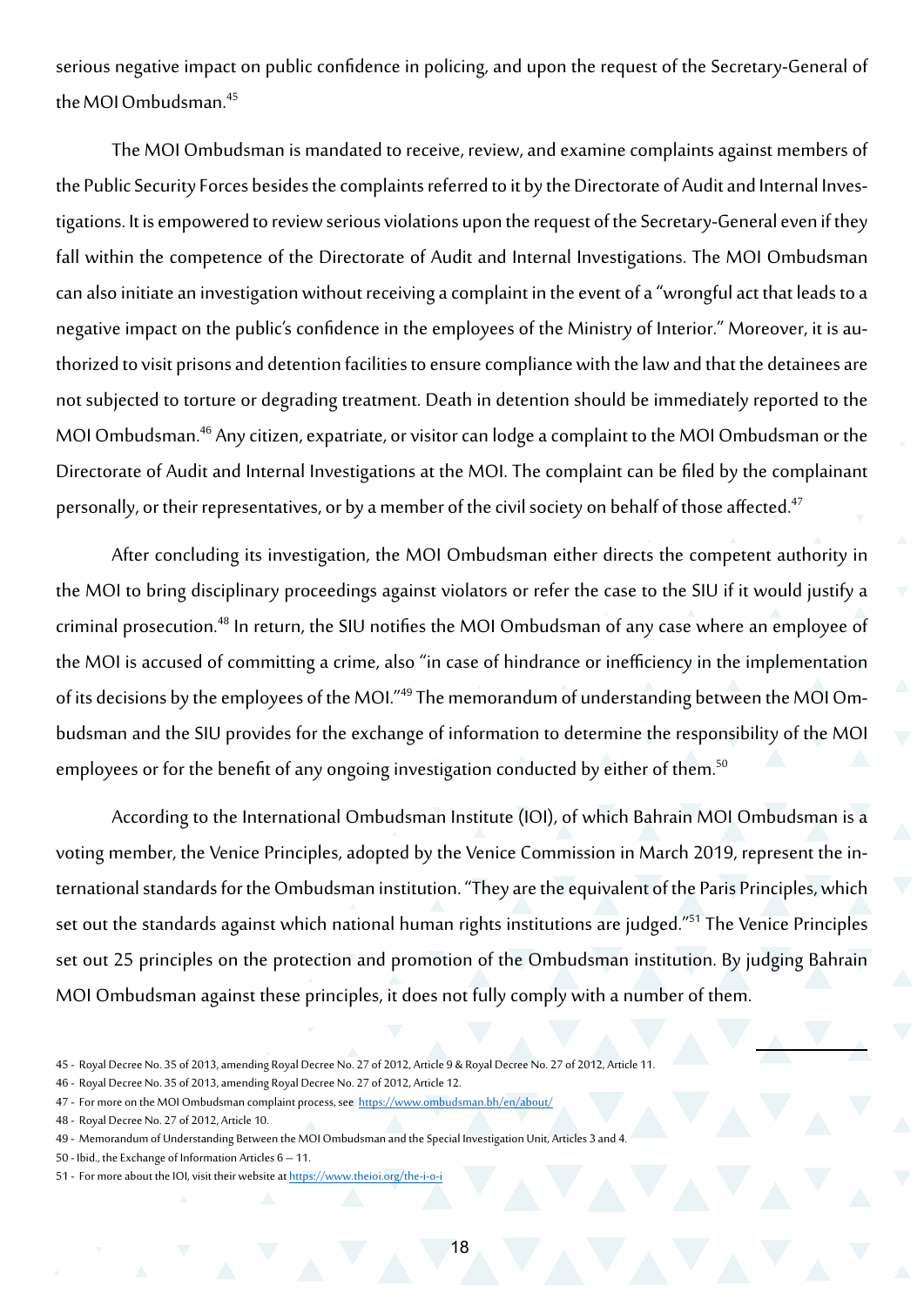serious negative impact on public confidence in policing, and upon the request of the Secretary-General of the MOI Ombudsman.[45]

The MOI Ombudsman is mandated to receive, review, and examine complaints against members of the Public Security Forces besides the complaints referred to it by the Directorate of Audit and Internal Investigations. It is empowered to review serious violations upon the request of the Secretary-General even if they fall within the competence of the Directorate of Audit and Internal Investigations. The MOI Ombudsman can also initiate an investigation without receiving a complaint in the event of a "wrongful act that leads to a negative impact on the public's confidence in the employees of the Ministry of Interior." Moreover, it is authorized to visit prisons and detention facilities to ensure compliance with the law and that the detainees are not subjected to torture or degrading treatment. Death in detention should be immediately reported to the MOI Ombudsman.[46] Any citizen, expatriate, or visitor can lodge a complaint to the MOI Ombudsman or the Directorate of Audit and Internal Investigations at the MOI. The complaint can be filed by the complainant personally, or their representatives, or by a member of the civil society on behalf of those affected.[47]

After concluding its investigation, the MOI Ombudsman either directs the competent authority in the MOI to bring disciplinary proceedings against violators or refer the case to the SIU if it would justify a criminal prosecution.[48] In return, the SIU notifies the MOI Ombudsman of any case where an employee of the MOI is accused of committing a crime, also "in case of hindrance or inefficiency in the implementation of its decisions by the employees of the MOI."[49] The memorandum of understanding between the MOI Ombudsman and the SIU provides for the exchange of information to determine the responsibility of the MOI employees or for the benefit of any ongoing investigation conducted by either of them.[50]

According to the International Ombudsman Institute (IOI), of which Bahrain MOI Ombudsman is a voting member, the Venice Principles, adopted by the Venice Commission in March 2019, represent the international standards for the Ombudsman institution. "They are the equivalent of the Paris Principles, which set out the standards against which national human rights institutions are judged."[51] The Venice Principles set out 25 principles on the protection and promotion of the Ombudsman institution. By judging Bahrain MOI Ombudsman against these principles, it does not fully comply with a number of them.

---

45 - Royal Decree No. 35 of 2013, amending Royal Decree No. 27 of 2012, Article 9 & Royal Decree No. 27 of 2012, Article 11.

46 - Royal Decree No. 35 of 2013, amending Royal Decree No. 27 of 2012, Article 12.

47 - For more on the MOI Ombudsman complaint process, see https://www.ombudsman.bh/en/about/

48 - Royal Decree No. 27 of 2012, Article 10.

49 - Memorandum of Understanding Between the MOI Ombudsman and the Special Investigation Unit, Articles 3 and 4.

50 - Ibid., the Exchange of Information Articles 6 – 11.

51 - For more about the IOI, visit their website at https://www.theioi.org/the-i-o-i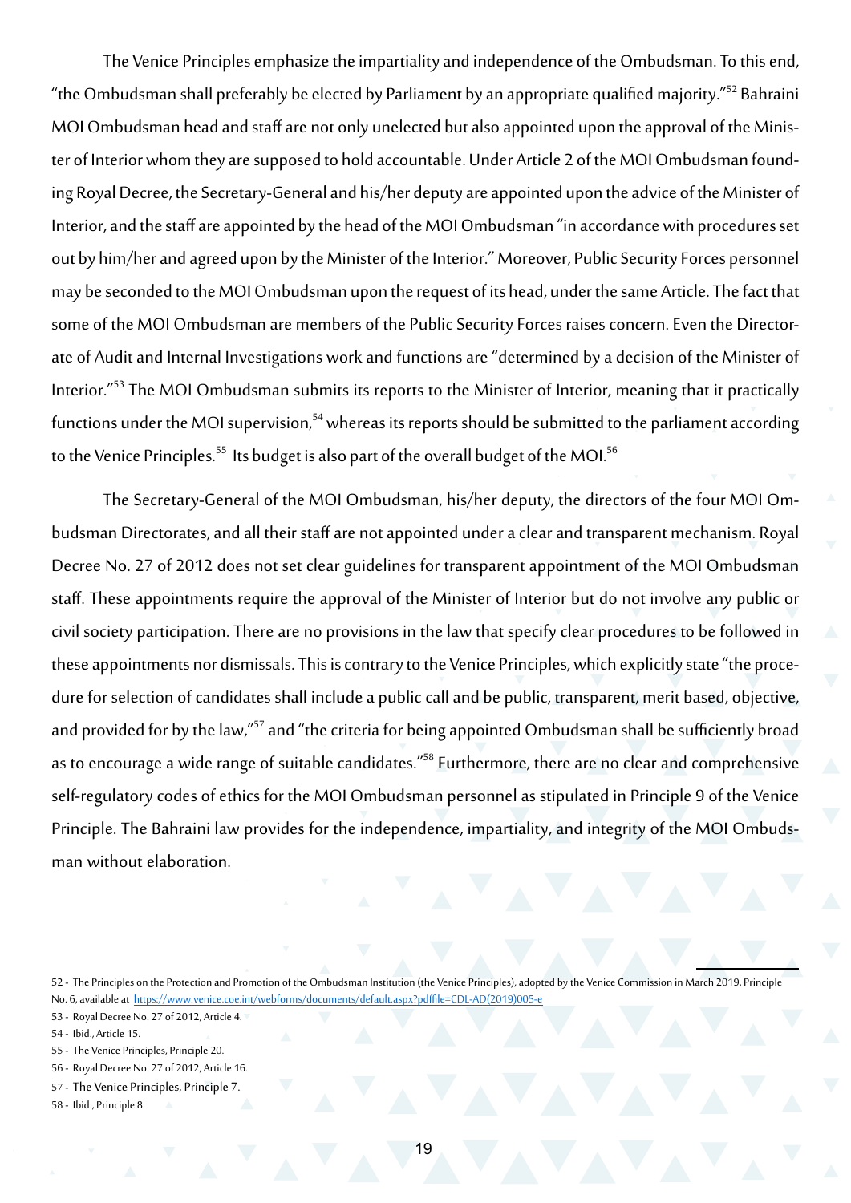The Venice Principles emphasize the impartiality and independence of the Ombudsman. To this end, "the Ombudsman shall preferably be elected by Parliament by an appropriate qualified majority."[52] Bahraini MOI Ombudsman head and staff are not only unelected but also appointed upon the approval of the Minister of Interior whom they are supposed to hold accountable. Under Article 2 of the MOI Ombudsman founding Royal Decree, the Secretary-General and his/her deputy are appointed upon the advice of the Minister of Interior, and the staff are appointed by the head of the MOI Ombudsman "in accordance with procedures set out by him/her and agreed upon by the Minister of the Interior." Moreover, Public Security Forces personnel may be seconded to the MOI Ombudsman upon the request of its head, under the same Article. The fact that some of the MOI Ombudsman are members of the Public Security Forces raises concern. Even the Directorate of Audit and Internal Investigations work and functions are "determined by a decision of the Minister of Interior."[53] The MOI Ombudsman submits its reports to the Minister of Interior, meaning that it practically functions under the MOI supervision,[54] whereas its reports should be submitted to the parliament according to the Venice Principles.[55] Its budget is also part of the overall budget of the MOI.[56]

The Secretary-General of the MOI Ombudsman, his/her deputy, the directors of the four MOI Ombudsman Directorates, and all their staff are not appointed under a clear and transparent mechanism. Royal Decree No. 27 of 2012 does not set clear guidelines for transparent appointment of the MOI Ombudsman staff. These appointments require the approval of the Minister of Interior but do not involve any public or civil society participation. There are no provisions in the law that specify clear procedures to be followed in these appointments nor dismissals. This is contrary to the Venice Principles, which explicitly state "the procedure for selection of candidates shall include a public call and be public, transparent, merit based, objective, and provided for by the law,"[57] and "the criteria for being appointed Ombudsman shall be sufficiently broad as to encourage a wide range of suitable candidates."[58] Furthermore, there are no clear and comprehensive self-regulatory codes of ethics for the MOI Ombudsman personnel as stipulated in Principle 9 of the Venice Principle. The Bahraini law provides for the independence, impartiality, and integrity of the MOI Ombudsman without elaboration.

---

52 - The Principles on the Protection and Promotion of the Ombudsman Institution (the Venice Principles), adopted by the Venice Commission in March 2019, Principle No. 6, available at https://www.venice.coe.int/webforms/documents/default.aspx?pdffile=CDL-AD(2019)005-e

53 - Royal Decree No. 27 of 2012, Article 4.

54 - Ibid., Article 15.

55 - The Venice Principles, Principle 20.

56 - Royal Decree No. 27 of 2012, Article 16.

57 - The Venice Principles, Principle 7.

58 - Ibid., Principle 8.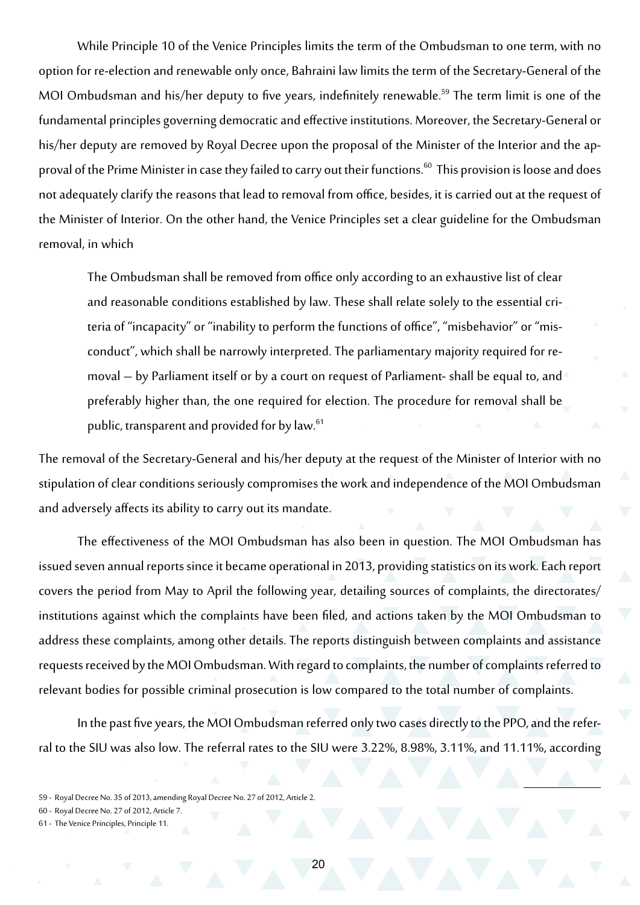While Principle 10 of the Venice Principles limits the term of the Ombudsman to one term, with no option for re-election and renewable only once, Bahraini law limits the term of the Secretary-General of the MOI Ombudsman and his/her deputy to five years, indefinitely renewable.[59] The term limit is one of the fundamental principles governing democratic and effective institutions. Moreover, the Secretary-General or his/her deputy are removed by Royal Decree upon the proposal of the Minister of the Interior and the approval of the Prime Minister in case they failed to carry out their functions.[60] This provision is loose and does not adequately clarify the reasons that lead to removal from office, besides, it is carried out at the request of the Minister of Interior. On the other hand, the Venice Principles set a clear guideline for the Ombudsman removal, in which

> The Ombudsman shall be removed from office only according to an exhaustive list of clear and reasonable conditions established by law. These shall relate solely to the essential criteria of "incapacity" or "inability to perform the functions of office", "misbehavior" or "misconduct", which shall be narrowly interpreted. The parliamentary majority required for removal — by Parliament itself or by a court on request of Parliament- shall be equal to, and preferably higher than, the one required for election. The procedure for removal shall be public, transparent and provided for by law.[61]

The removal of the Secretary-General and his/her deputy at the request of the Minister of Interior with no stipulation of clear conditions seriously compromises the work and independence of the MOI Ombudsman and adversely affects its ability to carry out its mandate.

The effectiveness of the MOI Ombudsman has also been in question. The MOI Ombudsman has issued seven annual reports since it became operational in 2013, providing statistics on its work. Each report covers the period from May to April the following year, detailing sources of complaints, the directorates/ institutions against which the complaints have been filed, and actions taken by the MOI Ombudsman to address these complaints, among other details. The reports distinguish between complaints and assistance requests received by the MOI Ombudsman. With regard to complaints, the number of complaints referred to relevant bodies for possible criminal prosecution is low compared to the total number of complaints.

In the past five years, the MOI Ombudsman referred only two cases directly to the PPO, and the referral to the SIU was also low. The referral rates to the SIU were 3.22%, 8.98%, 3.11%, and 11.11%, according

---

59 - Royal Decree No. 35 of 2013, amending Royal Decree No. 27 of 2012, Article 2.

60 - Royal Decree No. 27 of 2012, Article 7.

61 - The Venice Principles, Principle 11.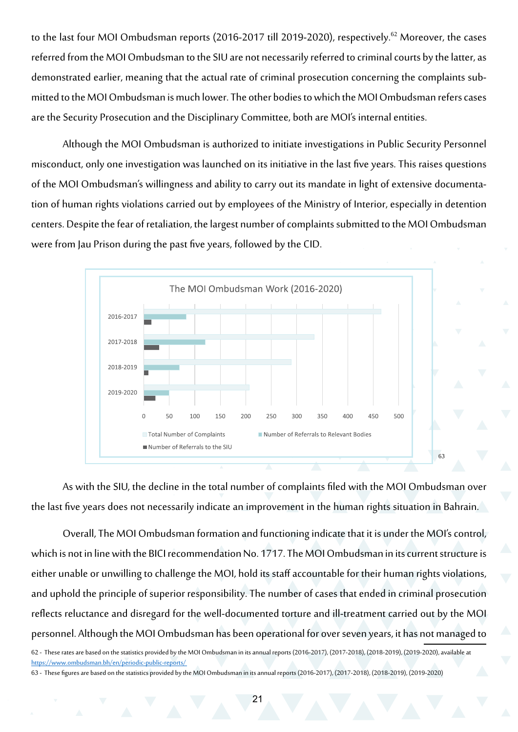to the last four MOI Ombudsman reports (2016-2017 till 2019-2020), respectively.[62] Moreover, the cases referred from the MOI Ombudsman to the SIU are not necessarily referred to criminal courts by the latter, as demonstrated earlier, meaning that the actual rate of criminal prosecution concerning the complaints submitted to the MOI Ombudsman is much lower. The other bodies to which the MOI Ombudsman refers cases are the Security Prosecution and the Disciplinary Committee, both are MOI's internal entities.

Although the MOI Ombudsman is authorized to initiate investigations in Public Security Personnel misconduct, only one investigation was launched on its initiative in the last five years. This raises questions of the MOI Ombudsman's willingness and ability to carry out its mandate in light of extensive documentation of human rights violations carried out by employees of the Ministry of Interior, especially in detention centers. Despite the fear of retaliation, the largest number of complaints submitted to the MOI Ombudsman were from Jau Prison during the past five years, followed by the CID.

The MOI Ombudsman Work (2016-2020)

| Year | Total Number of Complaints | Number of Referrals to Relevant Bodies | Number of Referrals to the SIU |
|---|---|---|---|
| 2016-2017 | ~465 | ~83 | ~15 |
| 2017-2018 | ~334 | ~120 | ~30 |
| 2018-2019 | ~289 | ~70 | ~9 |
| 2019-2020 | ~206 | ~50 | ~23 |

[63]

As with the SIU, the decline in the total number of complaints filed with the MOI Ombudsman over the last five years does not necessarily indicate an improvement in the human rights situation in Bahrain.

Overall, The MOI Ombudsman formation and functioning indicate that it is under the MOI's control, which is not in line with the BICI recommendation No. 1717. The MOI Ombudsman in its current structure is either unable or unwilling to challenge the MOI, hold its staff accountable for their human rights violations, and uphold the principle of superior responsibility. The number of cases that ended in criminal prosecution reflects reluctance and disregard for the well-documented torture and ill-treatment carried out by the MOI personnel. Although the MOI Ombudsman has been operational for over seven years, it has not managed to

62 - These rates are based on the statistics provided by the MOI Ombudsman in its annual reports (2016-2017), (2017-2018), (2018-2019), (2019-2020), available at https://www.ombudsman.bh/en/periodic-public-reports/

63 - These figures are based on the statistics provided by the MOI Ombudsman in its annual reports (2016-2017), (2017-2018), (2018-2019), (2019-2020)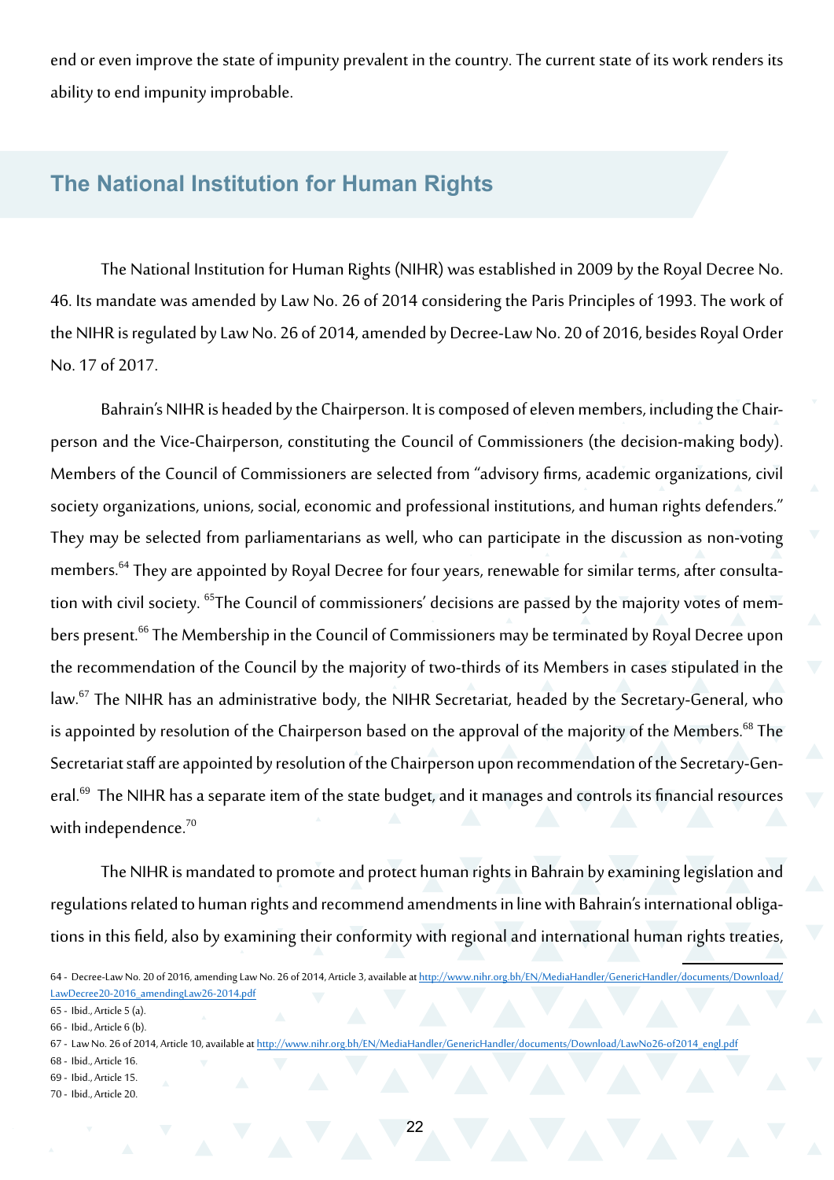end or even improve the state of impunity prevalent in the country. The current state of its work renders its ability to end impunity improbable.

## The National Institution for Human Rights

The National Institution for Human Rights (NIHR) was established in 2009 by the Royal Decree No. 46. Its mandate was amended by Law No. 26 of 2014 considering the Paris Principles of 1993. The work of the NIHR is regulated by Law No. 26 of 2014, amended by Decree-Law No. 20 of 2016, besides Royal Order No. 17 of 2017.

Bahrain's NIHR is headed by the Chairperson. It is composed of eleven members, including the Chairperson and the Vice-Chairperson, constituting the Council of Commissioners (the decision-making body). Members of the Council of Commissioners are selected from "advisory firms, academic organizations, civil society organizations, unions, social, economic and professional institutions, and human rights defenders." They may be selected from parliamentarians as well, who can participate in the discussion as non-voting members.[64] They are appointed by Royal Decree for four years, renewable for similar terms, after consultation with civil society. [65]The Council of commissioners' decisions are passed by the majority votes of members present.[66] The Membership in the Council of Commissioners may be terminated by Royal Decree upon the recommendation of the Council by the majority of two-thirds of its Members in cases stipulated in the law.[67] The NIHR has an administrative body, the NIHR Secretariat, headed by the Secretary-General, who is appointed by resolution of the Chairperson based on the approval of the majority of the Members.[68] The Secretariat staff are appointed by resolution of the Chairperson upon recommendation of the Secretary-General.[69] The NIHR has a separate item of the state budget, and it manages and controls its financial resources with independence.[70]

The NIHR is mandated to promote and protect human rights in Bahrain by examining legislation and regulations related to human rights and recommend amendments in line with Bahrain's international obligations in this field, also by examining their conformity with regional and international human rights treaties,

---

64 - Decree-Law No. 20 of 2016, amending Law No. 26 of 2014, Article 3, available at http://www.nihr.org.bh/EN/MediaHandler/GenericHandler/documents/Download/LawDecree20-2016_amendingLaw26-2014.pdf

65 - Ibid., Article 5 (a).

66 - Ibid., Article 6 (b).

67 - Law No. 26 of 2014, Article 10, available at http://www.nihr.org.bh/EN/MediaHandler/GenericHandler/documents/Download/LawNo26-of2014_engl.pdf

68 - Ibid., Article 16.

69 - Ibid., Article 15.

70 - Ibid., Article 20.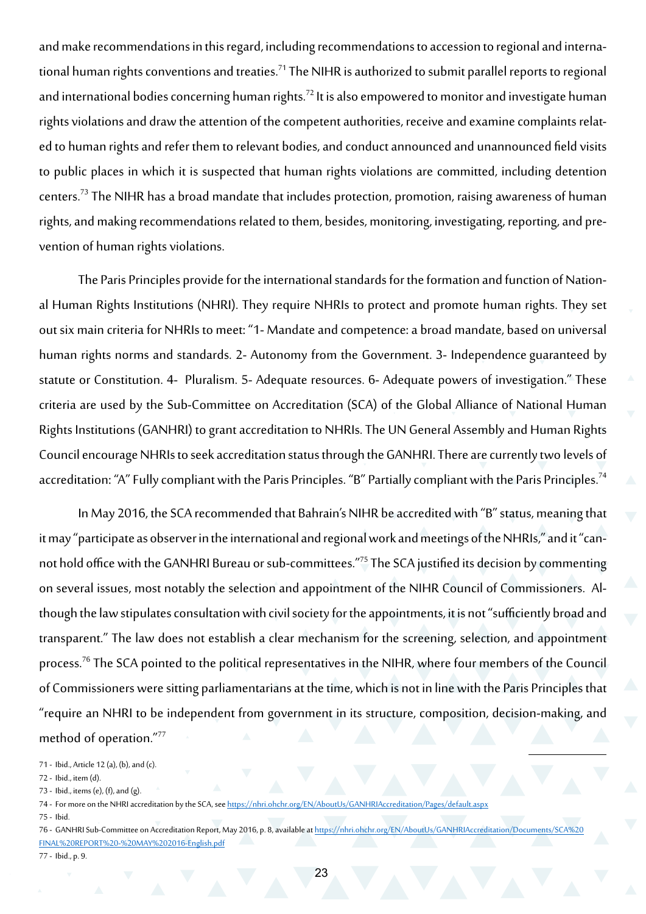and make recommendations in this regard, including recommendations to accession to regional and international human rights conventions and treaties.[71] The NIHR is authorized to submit parallel reports to regional and international bodies concerning human rights.[72] It is also empowered to monitor and investigate human rights violations and draw the attention of the competent authorities, receive and examine complaints related to human rights and refer them to relevant bodies, and conduct announced and unannounced field visits to public places in which it is suspected that human rights violations are committed, including detention centers.[73] The NIHR has a broad mandate that includes protection, promotion, raising awareness of human rights, and making recommendations related to them, besides, monitoring, investigating, reporting, and prevention of human rights violations.

The Paris Principles provide for the international standards for the formation and function of National Human Rights Institutions (NHRI). They require NHRIs to protect and promote human rights. They set out six main criteria for NHRIs to meet: "1- Mandate and competence: a broad mandate, based on universal human rights norms and standards. 2- Autonomy from the Government. 3- Independence guaranteed by statute or Constitution. 4- Pluralism. 5- Adequate resources. 6- Adequate powers of investigation." These criteria are used by the Sub-Committee on Accreditation (SCA) of the Global Alliance of National Human Rights Institutions (GANHRI) to grant accreditation to NHRIs. The UN General Assembly and Human Rights Council encourage NHRIs to seek accreditation status through the GANHRI. There are currently two levels of accreditation: "A" Fully compliant with the Paris Principles. "B" Partially compliant with the Paris Principles.[74]

In May 2016, the SCA recommended that Bahrain's NIHR be accredited with "B" status, meaning that it may "participate as observer in the international and regional work and meetings of the NHRIs," and it "cannot hold office with the GANHRI Bureau or sub-committees."[75] The SCA justified its decision by commenting on several issues, most notably the selection and appointment of the NIHR Council of Commissioners. Although the law stipulates consultation with civil society for the appointments, it is not "sufficiently broad and transparent." The law does not establish a clear mechanism for the screening, selection, and appointment process.[76] The SCA pointed to the political representatives in the NIHR, where four members of the Council of Commissioners were sitting parliamentarians at the time, which is not in line with the Paris Principles that "require an NHRI to be independent from government in its structure, composition, decision-making, and method of operation."[77]

---

71 - Ibid., Article 12 (a), (b), and (c).

72 - Ibid., item (d).

73 - Ibid., items (e), (f), and (g).

74 - For more on the NHRI accreditation by the SCA, see https://nhri.ohchr.org/EN/AboutUs/GANHRIAccreditation/Pages/default.aspx

75 - Ibid.

76 - GANHRI Sub-Committee on Accreditation Report, May 2016, p. 8, available at https://nhri.ohchr.org/EN/AboutUs/GANHRIAccreditation/Documents/SCA%20FINAL%20REPORT%20-%20MAY%202016-English.pdf

77 - Ibid., p. 9.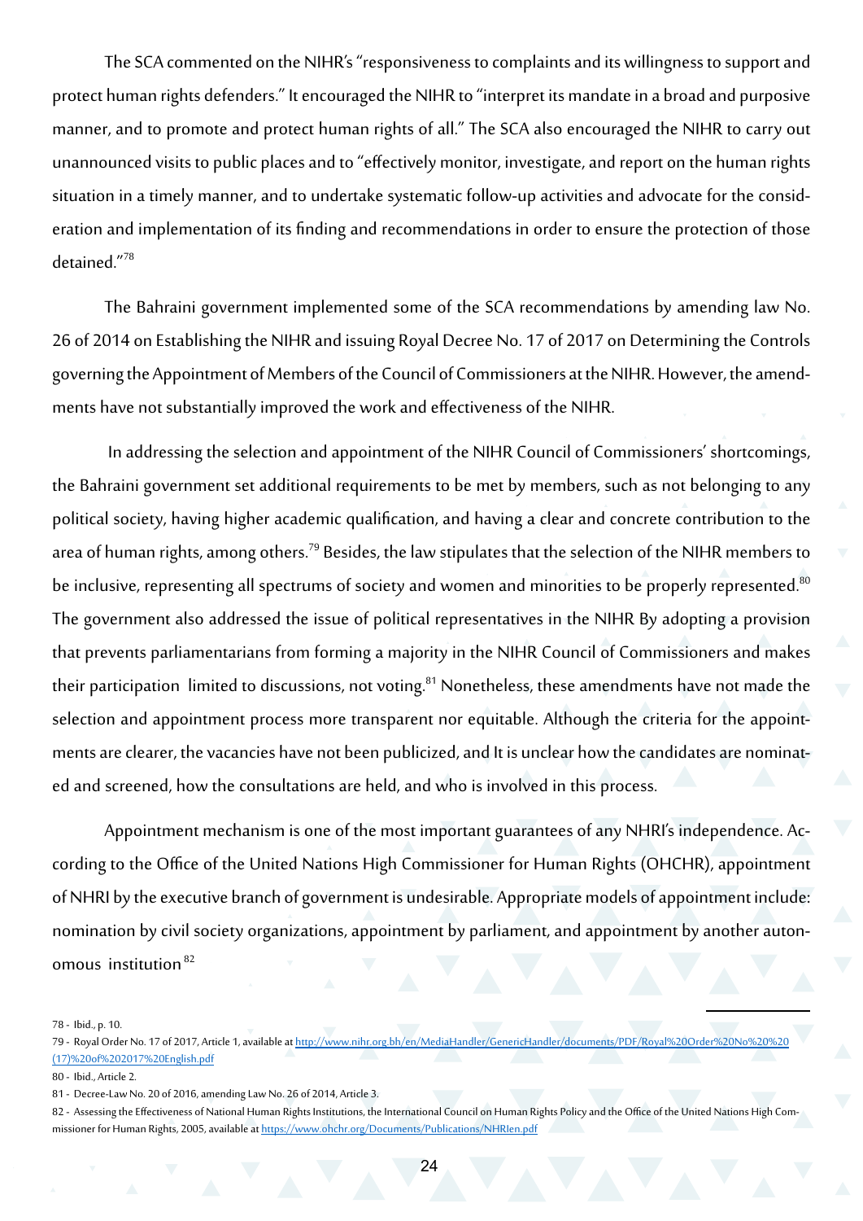The SCA commented on the NIHR's "responsiveness to complaints and its willingness to support and protect human rights defenders." It encouraged the NIHR to "interpret its mandate in a broad and purposive manner, and to promote and protect human rights of all." The SCA also encouraged the NIHR to carry out unannounced visits to public places and to "effectively monitor, investigate, and report on the human rights situation in a timely manner, and to undertake systematic follow-up activities and advocate for the consideration and implementation of its finding and recommendations in order to ensure the protection of those detained."[78]

The Bahraini government implemented some of the SCA recommendations by amending law No. 26 of 2014 on Establishing the NIHR and issuing Royal Decree No. 17 of 2017 on Determining the Controls governing the Appointment of Members of the Council of Commissioners at the NIHR. However, the amendments have not substantially improved the work and effectiveness of the NIHR.

In addressing the selection and appointment of the NIHR Council of Commissioners' shortcomings, the Bahraini government set additional requirements to be met by members, such as not belonging to any political society, having higher academic qualification, and having a clear and concrete contribution to the area of human rights, among others.[79] Besides, the law stipulates that the selection of the NIHR members to be inclusive, representing all spectrums of society and women and minorities to be properly represented.[80] The government also addressed the issue of political representatives in the NIHR By adopting a provision that prevents parliamentarians from forming a majority in the NIHR Council of Commissioners and makes their participation limited to discussions, not voting.[81] Nonetheless, these amendments have not made the selection and appointment process more transparent nor equitable. Although the criteria for the appointments are clearer, the vacancies have not been publicized, and It is unclear how the candidates are nominated and screened, how the consultations are held, and who is involved in this process.

Appointment mechanism is one of the most important guarantees of any NHRI's independence. According to the Office of the United Nations High Commissioner for Human Rights (OHCHR), appointment of NHRI by the executive branch of government is undesirable. Appropriate models of appointment include: nomination by civil society organizations, appointment by parliament, and appointment by another autonomous institution [82]

---

78 - Ibid., p. 10.

79 - Royal Order No. 17 of 2017, Article 1, available at http://www.nihr.org.bh/en/MediaHandler/GenericHandler/documents/PDF/Royal%20Order%20No%20%20(17)%20of%202017%20English.pdf

80 - Ibid., Article 2.

81 - Decree-Law No. 20 of 2016, amending Law No. 26 of 2014, Article 3.

82 - Assessing the Effectiveness of National Human Rights Institutions, the International Council on Human Rights Policy and the Office of the United Nations High Commissioner for Human Rights, 2005, available at https://www.ohchr.org/Documents/Publications/NHRIen.pdf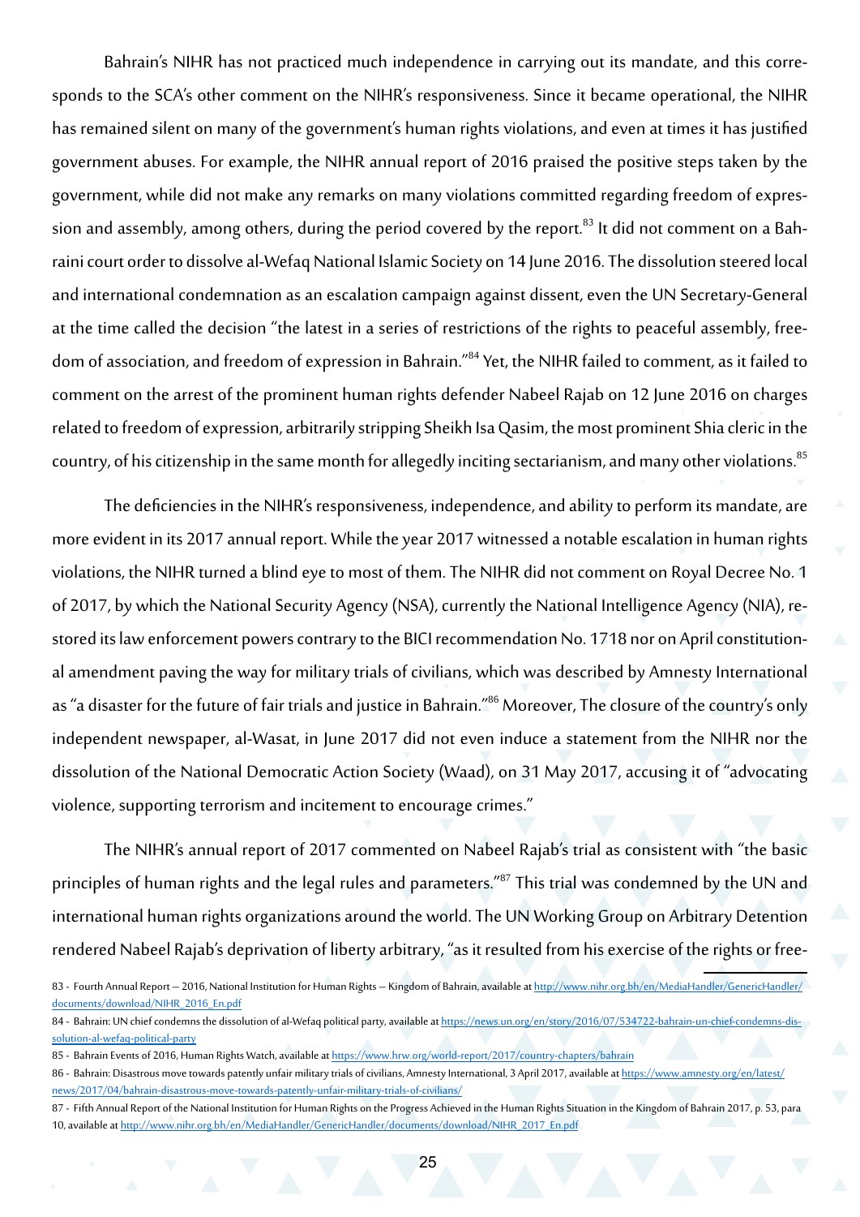Bahrain's NIHR has not practiced much independence in carrying out its mandate, and this corresponds to the SCA's other comment on the NIHR's responsiveness. Since it became operational, the NIHR has remained silent on many of the government's human rights violations, and even at times it has justified government abuses. For example, the NIHR annual report of 2016 praised the positive steps taken by the government, while did not make any remarks on many violations committed regarding freedom of expression and assembly, among others, during the period covered by the report.[83] It did not comment on a Bahraini court order to dissolve al-Wefaq National Islamic Society on 14 June 2016. The dissolution steered local and international condemnation as an escalation campaign against dissent, even the UN Secretary-General at the time called the decision "the latest in a series of restrictions of the rights to peaceful assembly, freedom of association, and freedom of expression in Bahrain."[84] Yet, the NIHR failed to comment, as it failed to comment on the arrest of the prominent human rights defender Nabeel Rajab on 12 June 2016 on charges related to freedom of expression, arbitrarily stripping Sheikh Isa Qasim, the most prominent Shia cleric in the country, of his citizenship in the same month for allegedly inciting sectarianism, and many other violations.[85]

The deficiencies in the NIHR's responsiveness, independence, and ability to perform its mandate, are more evident in its 2017 annual report. While the year 2017 witnessed a notable escalation in human rights violations, the NIHR turned a blind eye to most of them. The NIHR did not comment on Royal Decree No. 1 of 2017, by which the National Security Agency (NSA), currently the National Intelligence Agency (NIA), restored its law enforcement powers contrary to the BICI recommendation No. 1718 nor on April constitutional amendment paving the way for military trials of civilians, which was described by Amnesty International as "a disaster for the future of fair trials and justice in Bahrain."[86] Moreover, The closure of the country's only independent newspaper, al-Wasat, in June 2017 did not even induce a statement from the NIHR nor the dissolution of the National Democratic Action Society (Waad), on 31 May 2017, accusing it of "advocating violence, supporting terrorism and incitement to encourage crimes."

The NIHR's annual report of 2017 commented on Nabeel Rajab's trial as consistent with "the basic principles of human rights and the legal rules and parameters."[87] This trial was condemned by the UN and international human rights organizations around the world. The UN Working Group on Arbitrary Detention rendered Nabeel Rajab's deprivation of liberty arbitrary, "as it resulted from his exercise of the rights or free-

---

83 - Fourth Annual Report – 2016, National Institution for Human Rights – Kingdom of Bahrain, available at http://www.nihr.org.bh/en/MediaHandler/GenericHandler/documents/download/NIHR_2016_En.pdf

84 - Bahrain: UN chief condemns the dissolution of al-Wefaq political party, available at https://news.un.org/en/story/2016/07/534722-bahrain-un-chief-condemns-dissolution-al-wefaq-political-party

85 - Bahrain Events of 2016, Human Rights Watch, available at https://www.hrw.org/world-report/2017/country-chapters/bahrain

86 - Bahrain: Disastrous move towards patently unfair military trials of civilians, Amnesty International, 3 April 2017, available at https://www.amnesty.org/en/latest/news/2017/04/bahrain-disastrous-move-towards-patently-unfair-military-trials-of-civilians/

87 - Fifth Annual Report of the National Institution for Human Rights on the Progress Achieved in the Human Rights Situation in the Kingdom of Bahrain 2017, p. 53, para 10, available at http://www.nihr.org.bh/en/MediaHandler/GenericHandler/documents/download/NIHR_2017_En.pdf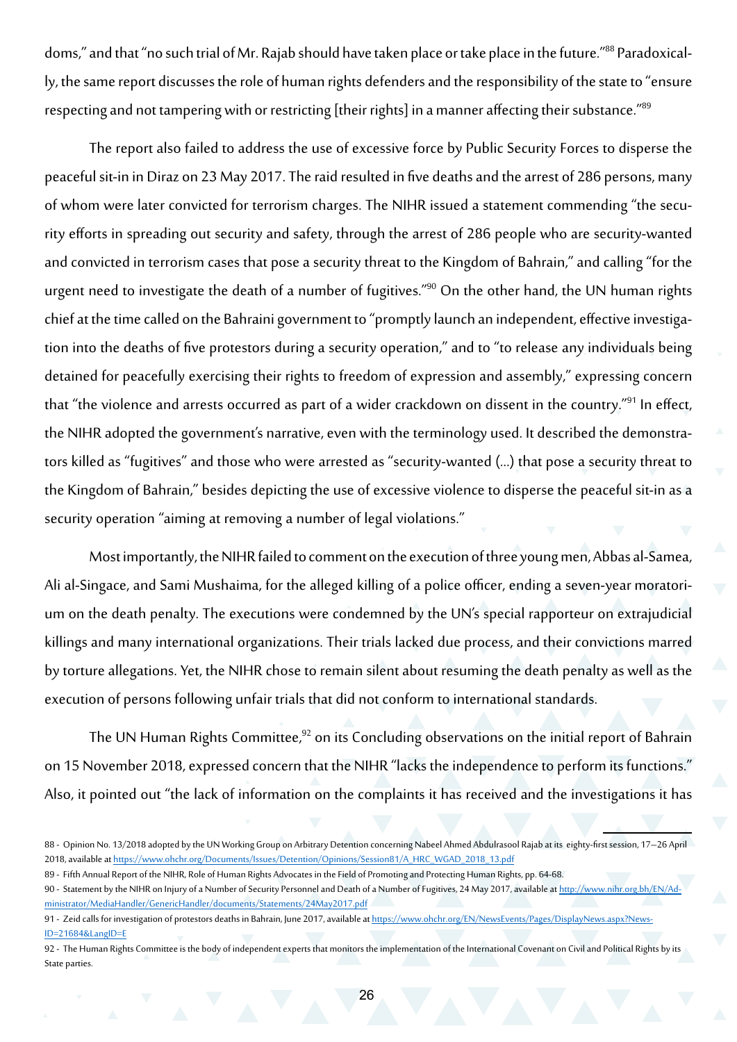doms," and that "no such trial of Mr. Rajab should have taken place or take place in the future."[88] Paradoxically, the same report discusses the role of human rights defenders and the responsibility of the state to "ensure respecting and not tampering with or restricting [their rights] in a manner affecting their substance."[89]

The report also failed to address the use of excessive force by Public Security Forces to disperse the peaceful sit-in in Diraz on 23 May 2017. The raid resulted in five deaths and the arrest of 286 persons, many of whom were later convicted for terrorism charges. The NIHR issued a statement commending "the security efforts in spreading out security and safety, through the arrest of 286 people who are security-wanted and convicted in terrorism cases that pose a security threat to the Kingdom of Bahrain," and calling "for the urgent need to investigate the death of a number of fugitives."[90] On the other hand, the UN human rights chief at the time called on the Bahraini government to "promptly launch an independent, effective investigation into the deaths of five protestors during a security operation," and to "to release any individuals being detained for peacefully exercising their rights to freedom of expression and assembly," expressing concern that "the violence and arrests occurred as part of a wider crackdown on dissent in the country."[91] In effect, the NIHR adopted the government's narrative, even with the terminology used. It described the demonstrators killed as "fugitives" and those who were arrested as "security-wanted (…) that pose a security threat to the Kingdom of Bahrain," besides depicting the use of excessive violence to disperse the peaceful sit-in as a security operation "aiming at removing a number of legal violations."

Most importantly, the NIHR failed to comment on the execution of three young men, Abbas al-Samea, Ali al-Singace, and Sami Mushaima, for the alleged killing of a police officer, ending a seven-year moratorium on the death penalty. The executions were condemned by the UN's special rapporteur on extrajudicial killings and many international organizations. Their trials lacked due process, and their convictions marred by torture allegations. Yet, the NIHR chose to remain silent about resuming the death penalty as well as the execution of persons following unfair trials that did not conform to international standards.

The UN Human Rights Committee,[92] on its Concluding observations on the initial report of Bahrain on 15 November 2018, expressed concern that the NIHR "lacks the independence to perform its functions." Also, it pointed out "the lack of information on the complaints it has received and the investigations it has

---

88 - Opinion No. 13/2018 adopted by the UN Working Group on Arbitrary Detention concerning Nabeel Ahmed Abdulrasool Rajab at its eighty-first session, 17–26 April 2018, available at https://www.ohchr.org/Documents/Issues/Detention/Opinions/Session81/A_HRC_WGAD_2018_13.pdf

89 - Fifth Annual Report of the NIHR, Role of Human Rights Advocates in the Field of Promoting and Protecting Human Rights, pp. 64-68.

90 - Statement by the NIHR on Injury of a Number of Security Personnel and Death of a Number of Fugitives, 24 May 2017, available at http://www.nihr.org.bh/EN/Administrator/MediaHandler/GenericHandler/documents/Statements/24May2017.pdf

91 - Zeid calls for investigation of protestors deaths in Bahrain, June 2017, available at https://www.ohchr.org/EN/NewsEvents/Pages/DisplayNews.aspx?NewsID=21684&LangID=E

92 - The Human Rights Committee is the body of independent experts that monitors the implementation of the International Covenant on Civil and Political Rights by its State parties.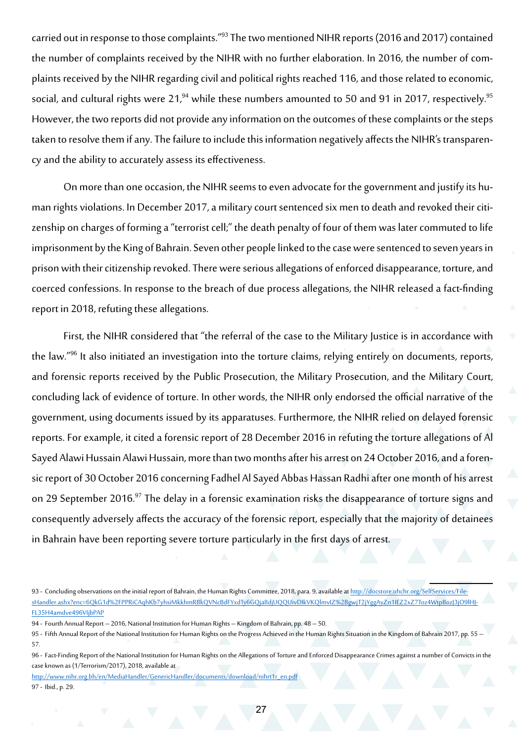carried out in response to those complaints."[93] The two mentioned NIHR reports (2016 and 2017) contained the number of complaints received by the NIHR with no further elaboration. In 2016, the number of complaints received by the NIHR regarding civil and political rights reached 116, and those related to economic, social, and cultural rights were 21,[94] while these numbers amounted to 50 and 91 in 2017, respectively.[95] However, the two reports did not provide any information on the outcomes of these complaints or the steps taken to resolve them if any. The failure to include this information negatively affects the NIHR's transparency and the ability to accurately assess its effectiveness.

On more than one occasion, the NIHR seems to even advocate for the government and justify its human rights violations. In December 2017, a military court sentenced six men to death and revoked their citizenship on charges of forming a "terrorist cell;" the death penalty of four of them was later commuted to life imprisonment by the King of Bahrain. Seven other people linked to the case were sentenced to seven years in prison with their citizenship revoked. There were serious allegations of enforced disappearance, torture, and coerced confessions. In response to the breach of due process allegations, the NIHR released a fact-finding report in 2018, refuting these allegations.

First, the NIHR considered that "the referral of the case to the Military Justice is in accordance with the law."[96] It also initiated an investigation into the torture claims, relying entirely on documents, reports, and forensic reports received by the Public Prosecution, the Military Prosecution, and the Military Court, concluding lack of evidence of torture. In other words, the NIHR only endorsed the official narrative of the government, using documents issued by its apparatuses. Furthermore, the NIHR relied on delayed forensic reports. For example, it cited a forensic report of 28 December 2016 in refuting the torture allegations of Al Sayed Alawi Hussain Alawi Hussain, more than two months after his arrest on 24 October 2016, and a forensic report of 30 October 2016 concerning Fadhel Al Sayed Abbas Hassan Radhi after one month of his arrest on 29 September 2016.[97] The delay in a forensic examination risks the disappearance of torture signs and consequently adversely affects the accuracy of the forensic report, especially that the majority of detainees in Bahrain have been reporting severe torture particularly in the first days of arrest.

---

93 - Concluding observations on the initial report of Bahrain, the Human Rights Committee, 2018, para. 9, available at http://docstore.ohchr.org/SelfServices/FilesHandler.ashx?enc=6QkG1d%2FPPRiCAqhKb7yhsiMkkhmRBkQVNcBdFYxdTy6GQja8djUQQUivDIkVKQlmvIZ%2BgwjT2jYggAyZn1lEZ2xZ7Toz4WtpBozJ3jO9lHJFL35H4amdve496VIjbPAP

94 - Fourth Annual Report – 2016, National Institution for Human Rights – Kingdom of Bahrain, pp. 48 – 50.

95 - Fifth Annual Report of the National Institution for Human Rights on the Progress Achieved in the Human Rights Situation in the Kingdom of Bahrain 2017, pp. 55 – 57.

96 - Fact-Finding Report of the National Institution for Human Rights on the Allegations of Torture and Enforced Disappearance Crimes against a number of Convicts in the case known as (1/Terrorism/2017), 2018, available at http://www.nihr.org.bh/en/MediaHandler/GenericHandler/documents/download/nihrt1r_en.pdf

97 - Ibid., p. 29.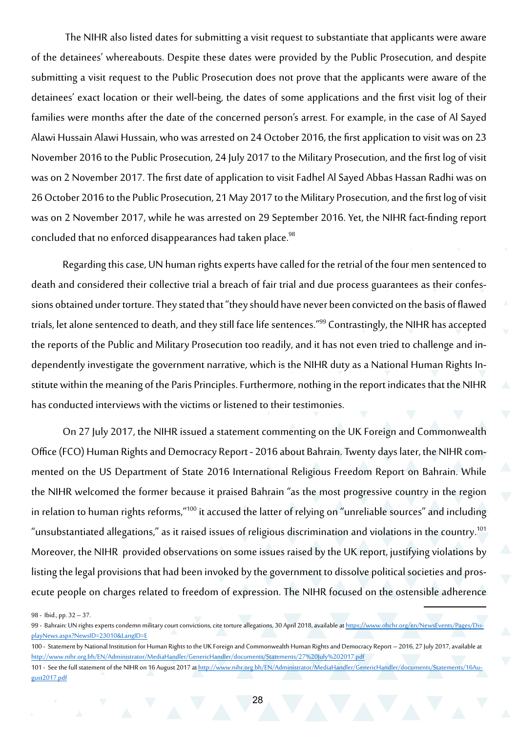The NIHR also listed dates for submitting a visit request to substantiate that applicants were aware of the detainees' whereabouts. Despite these dates were provided by the Public Prosecution, and despite submitting a visit request to the Public Prosecution does not prove that the applicants were aware of the detainees' exact location or their well-being, the dates of some applications and the first visit log of their families were months after the date of the concerned person's arrest. For example, in the case of Al Sayed Alawi Hussain Alawi Hussain, who was arrested on 24 October 2016, the first application to visit was on 23 November 2016 to the Public Prosecution, 24 July 2017 to the Military Prosecution, and the first log of visit was on 2 November 2017. The first date of application to visit Fadhel Al Sayed Abbas Hassan Radhi was on 26 October 2016 to the Public Prosecution, 21 May 2017 to the Military Prosecution, and the first log of visit was on 2 November 2017, while he was arrested on 29 September 2016. Yet, the NIHR fact-finding report concluded that no enforced disappearances had taken place.[98]

Regarding this case, UN human rights experts have called for the retrial of the four men sentenced to death and considered their collective trial a breach of fair trial and due process guarantees as their confessions obtained under torture. They stated that "they should have never been convicted on the basis of flawed trials, let alone sentenced to death, and they still face life sentences."[99] Contrastingly, the NIHR has accepted the reports of the Public and Military Prosecution too readily, and it has not even tried to challenge and independently investigate the government narrative, which is the NIHR duty as a National Human Rights Institute within the meaning of the Paris Principles. Furthermore, nothing in the report indicates that the NIHR has conducted interviews with the victims or listened to their testimonies.

On 27 July 2017, the NIHR issued a statement commenting on the UK Foreign and Commonwealth Office (FCO) Human Rights and Democracy Report - 2016 about Bahrain. Twenty days later, the NIHR commented on the US Department of State 2016 International Religious Freedom Report on Bahrain. While the NIHR welcomed the former because it praised Bahrain "as the most progressive country in the region in relation to human rights reforms,"[100] it accused the latter of relying on "unreliable sources" and including "unsubstantiated allegations," as it raised issues of religious discrimination and violations in the country.[101] Moreover, the NIHR provided observations on some issues raised by the UK report, justifying violations by listing the legal provisions that had been invoked by the government to dissolve political societies and prosecute people on charges related to freedom of expression. The NIHR focused on the ostensible adherence

---

98 - Ibid., pp. 32 – 37.

99 - Bahrain: UN rights experts condemn military court convictions, cite torture allegations, 30 April 2018, available at https://www.ohchr.org/en/NewsEvents/Pages/DisplayNews.aspx?NewsID=23010&LangID=E

100 - Statement by National Institution for Human Rights to the UK Foreign and Commonwealth Human Rights and Democracy Report – 2016, 27 July 2017, available at http://www.nihr.org.bh/EN/Administrator/MediaHandler/GenericHandler/documents/Statements/27%20July%202017.pdf

101 - See the full statement of the NIHR on 16 August 2017 at http://www.nihr.org.bh/EN/Administrator/MediaHandler/GenericHandler/documents/Statements/16August2017.pdf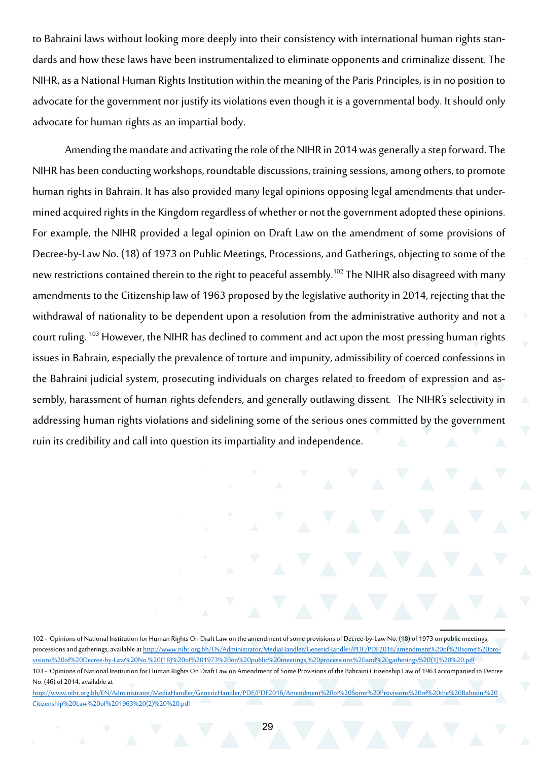to Bahraini laws without looking more deeply into their consistency with international human rights standards and how these laws have been instrumentalized to eliminate opponents and criminalize dissent. The NIHR, as a National Human Rights Institution within the meaning of the Paris Principles, is in no position to advocate for the government nor justify its violations even though it is a governmental body. It should only advocate for human rights as an impartial body.

Amending the mandate and activating the role of the NIHR in 2014 was generally a step forward. The NIHR has been conducting workshops, roundtable discussions, training sessions, among others, to promote human rights in Bahrain. It has also provided many legal opinions opposing legal amendments that undermined acquired rights in the Kingdom regardless of whether or not the government adopted these opinions. For example, the NIHR provided a legal opinion on Draft Law on the amendment of some provisions of Decree-by-Law No. (18) of 1973 on Public Meetings, Processions, and Gatherings, objecting to some of the new restrictions contained therein to the right to peaceful assembly.[102] The NIHR also disagreed with many amendments to the Citizenship law of 1963 proposed by the legislative authority in 2014, rejecting that the withdrawal of nationality to be dependent upon a resolution from the administrative authority and not a court ruling. [103] However, the NIHR has declined to comment and act upon the most pressing human rights issues in Bahrain, especially the prevalence of torture and impunity, admissibility of coerced confessions in the Bahraini judicial system, prosecuting individuals on charges related to freedom of expression and assembly, harassment of human rights defenders, and generally outlawing dissent. The NIHR's selectivity in addressing human rights violations and sidelining some of the serious ones committed by the government ruin its credibility and call into question its impartiality and independence.

---

102 - Opinions of National Institution for Human Rights On Draft Law on the amendment of some provisions of Decree-by-Law No. (18) of 1973 on public meetings, processions and gatherings, available at http://www.nihr.org.bh/EN/Administrator/MediaHandler/GenericHandler/PDF/PDF2016/amendment%20of%20some%20provisions%20of%20Decree-by-Law%20No.%20(18)%20of%201973%20on%20public%20meetings,%20processions%20and%20gatherings%20(1)%20%20.pdf

103 - Opinions of National Institution for Human Rights On Draft Law on Amendment of Some Provisions of the Bahraini Citizenship Law of 1963 accompanied to Decree No. (46) of 2014, available at http://www.nihr.org.bh/EN/Administrator/MediaHandler/GenericHandler/PDF/PDF2016/Amendment%20of%20Some%20Provisions%20of%20the%20Bahraini%20Citizenship%20Law%20of%201963%20(2)%20%20.pdf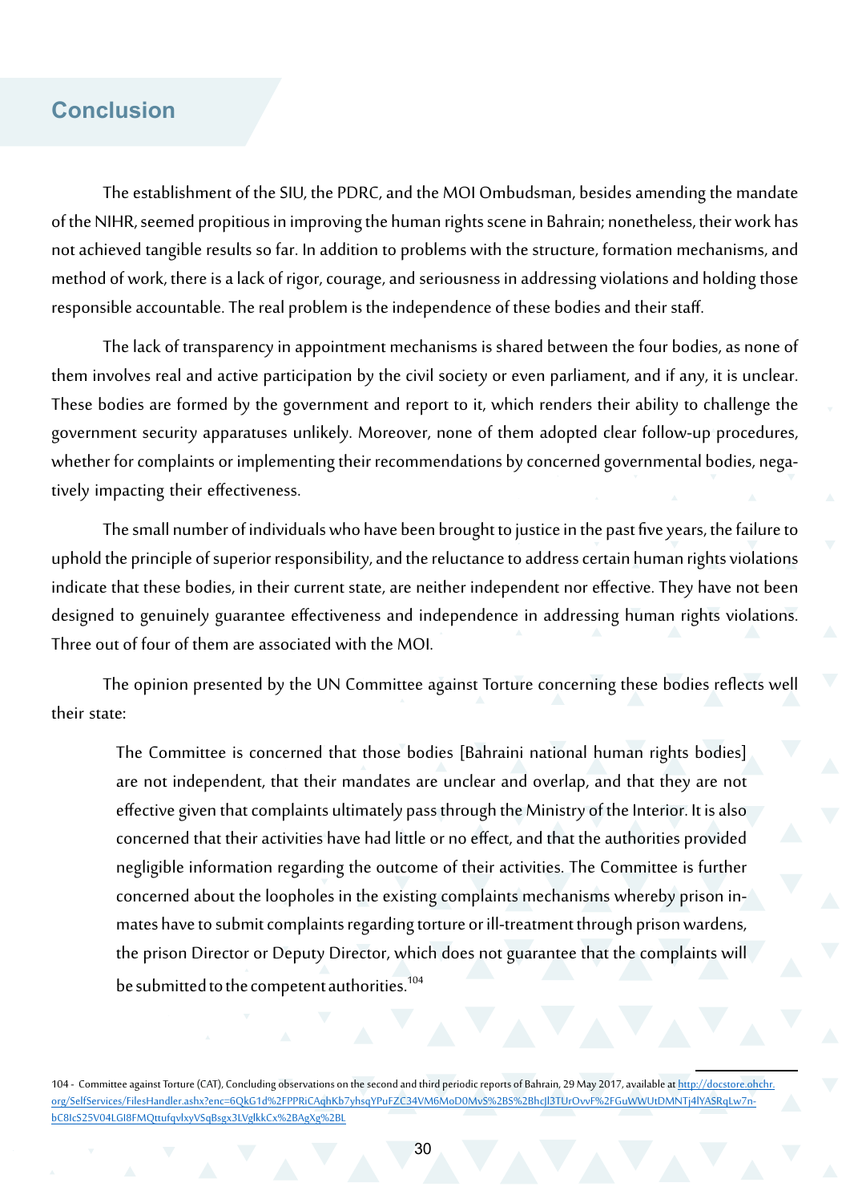## Conclusion

The establishment of the SIU, the PDRC, and the MOI Ombudsman, besides amending the mandate of the NIHR, seemed propitious in improving the human rights scene in Bahrain; nonetheless, their work has not achieved tangible results so far. In addition to problems with the structure, formation mechanisms, and method of work, there is a lack of rigor, courage, and seriousness in addressing violations and holding those responsible accountable. The real problem is the independence of these bodies and their staff.

The lack of transparency in appointment mechanisms is shared between the four bodies, as none of them involves real and active participation by the civil society or even parliament, and if any, it is unclear. These bodies are formed by the government and report to it, which renders their ability to challenge the government security apparatuses unlikely. Moreover, none of them adopted clear follow-up procedures, whether for complaints or implementing their recommendations by concerned governmental bodies, negatively impacting their effectiveness.

The small number of individuals who have been brought to justice in the past five years, the failure to uphold the principle of superior responsibility, and the reluctance to address certain human rights violations indicate that these bodies, in their current state, are neither independent nor effective. They have not been designed to genuinely guarantee effectiveness and independence in addressing human rights violations. Three out of four of them are associated with the MOI.

The opinion presented by the UN Committee against Torture concerning these bodies reflects well their state:

> The Committee is concerned that those bodies [Bahraini national human rights bodies] are not independent, that their mandates are unclear and overlap, and that they are not effective given that complaints ultimately pass through the Ministry of the Interior. It is also concerned that their activities have had little or no effect, and that the authorities provided negligible information regarding the outcome of their activities. The Committee is further concerned about the loopholes in the existing complaints mechanisms whereby prison inmates have to submit complaints regarding torture or ill-treatment through prison wardens, the prison Director or Deputy Director, which does not guarantee that the complaints will be submitted to the competent authorities.[104]

---

104 - Committee against Torture (CAT), Concluding observations on the second and third periodic reports of Bahrain, 29 May 2017, available at http://docstore.ohchr.org/SelfServices/FilesHandler.ashx?enc=6QkG1d%2FPPRiCAqhKb7yhsqYPuFZC34VM6MoD0MvS%2BS%2BhcJl3TUrOvvF%2FGuWWUtDMNTj4lYASRqLw7n-bC8IcS25V04LGI8FMQttufqvlxyVSqBsgx3LVglkkCx%2BAgXg%2BL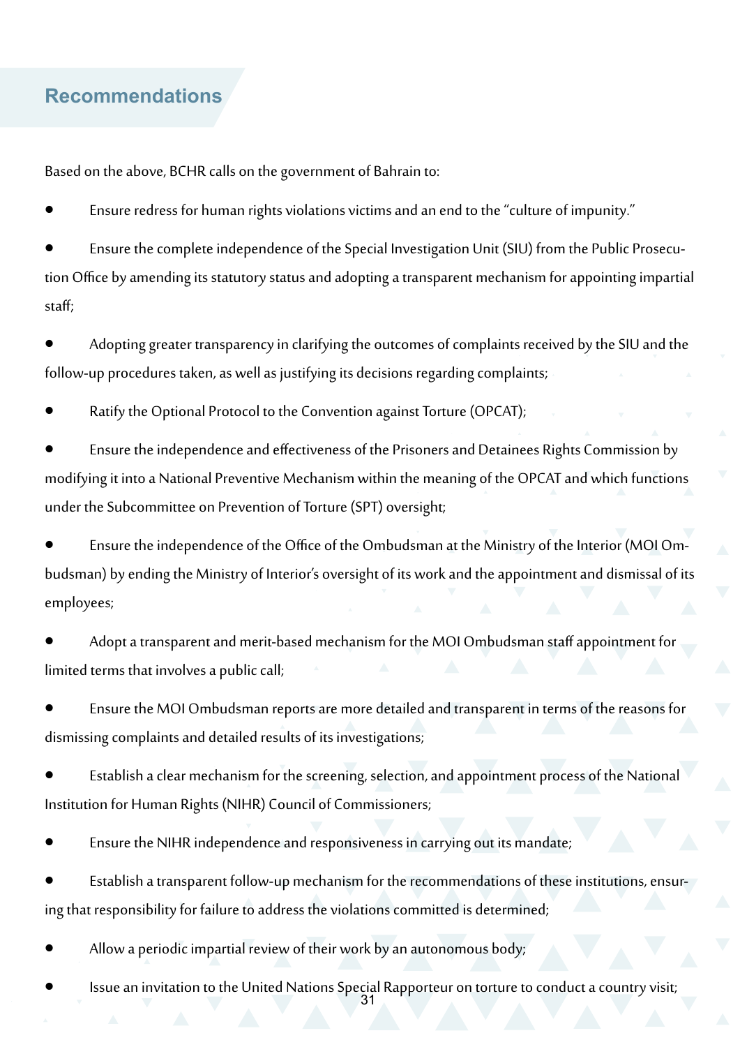## Recommendations

Based on the above, BCHR calls on the government of Bahrain to:

- Ensure redress for human rights violations victims and an end to the "culture of impunity."
- Ensure the complete independence of the Special Investigation Unit (SIU) from the Public Prosecution Office by amending its statutory status and adopting a transparent mechanism for appointing impartial staff;
- Adopting greater transparency in clarifying the outcomes of complaints received by the SIU and the follow-up procedures taken, as well as justifying its decisions regarding complaints;
- Ratify the Optional Protocol to the Convention against Torture (OPCAT);
- Ensure the independence and effectiveness of the Prisoners and Detainees Rights Commission by modifying it into a National Preventive Mechanism within the meaning of the OPCAT and which functions under the Subcommittee on Prevention of Torture (SPT) oversight;
- Ensure the independence of the Office of the Ombudsman at the Ministry of the Interior (MOI Ombudsman) by ending the Ministry of Interior's oversight of its work and the appointment and dismissal of its employees;
- Adopt a transparent and merit-based mechanism for the MOI Ombudsman staff appointment for limited terms that involves a public call;
- Ensure the MOI Ombudsman reports are more detailed and transparent in terms of the reasons for dismissing complaints and detailed results of its investigations;
- Establish a clear mechanism for the screening, selection, and appointment process of the National Institution for Human Rights (NIHR) Council of Commissioners;
- Ensure the NIHR independence and responsiveness in carrying out its mandate;
- Establish a transparent follow-up mechanism for the recommendations of these institutions, ensuring that responsibility for failure to address the violations committed is determined;
- Allow a periodic impartial review of their work by an autonomous body;
- Issue an invitation to the United Nations Special Rapporteur on torture to conduct a country visit;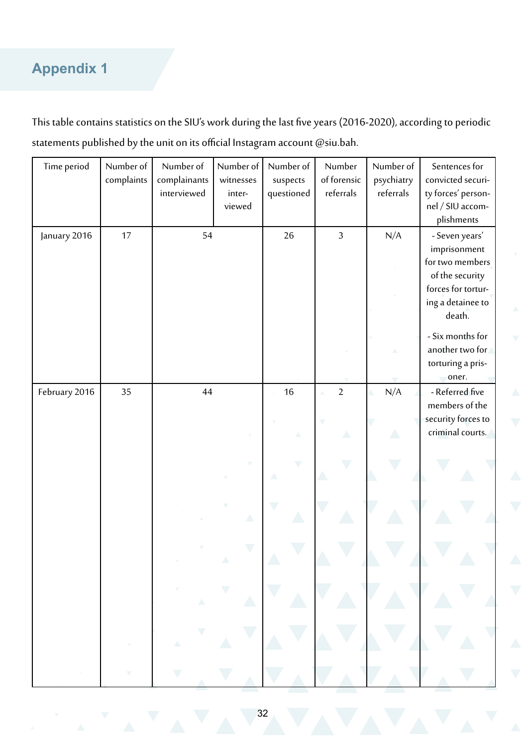## Appendix 1

This table contains statistics on the SIU's work during the last five years (2016-2020), according to periodic statements published by the unit on its official Instagram account @siu.bah.

| Time period | Number of complaints | Number of complainants interviewed | Number of witnesses interviewed | Number of suspects questioned | Number of forensic referrals | Number of psychiatry referrals | Sentences for convicted security forces' personnel / SIU accomplishments |
|---|---|---|---|---|---|---|---|
| January 2016 | 17 | 54 | | 26 | 3 | N/A | - Seven years' imprisonment for two members of the security forces for torturing a detainee to death. - Six months for another two for torturing a prisoner. |
| February 2016 | 35 | 44 | | 16 | 2 | N/A | - Referred five members of the security forces to criminal courts. |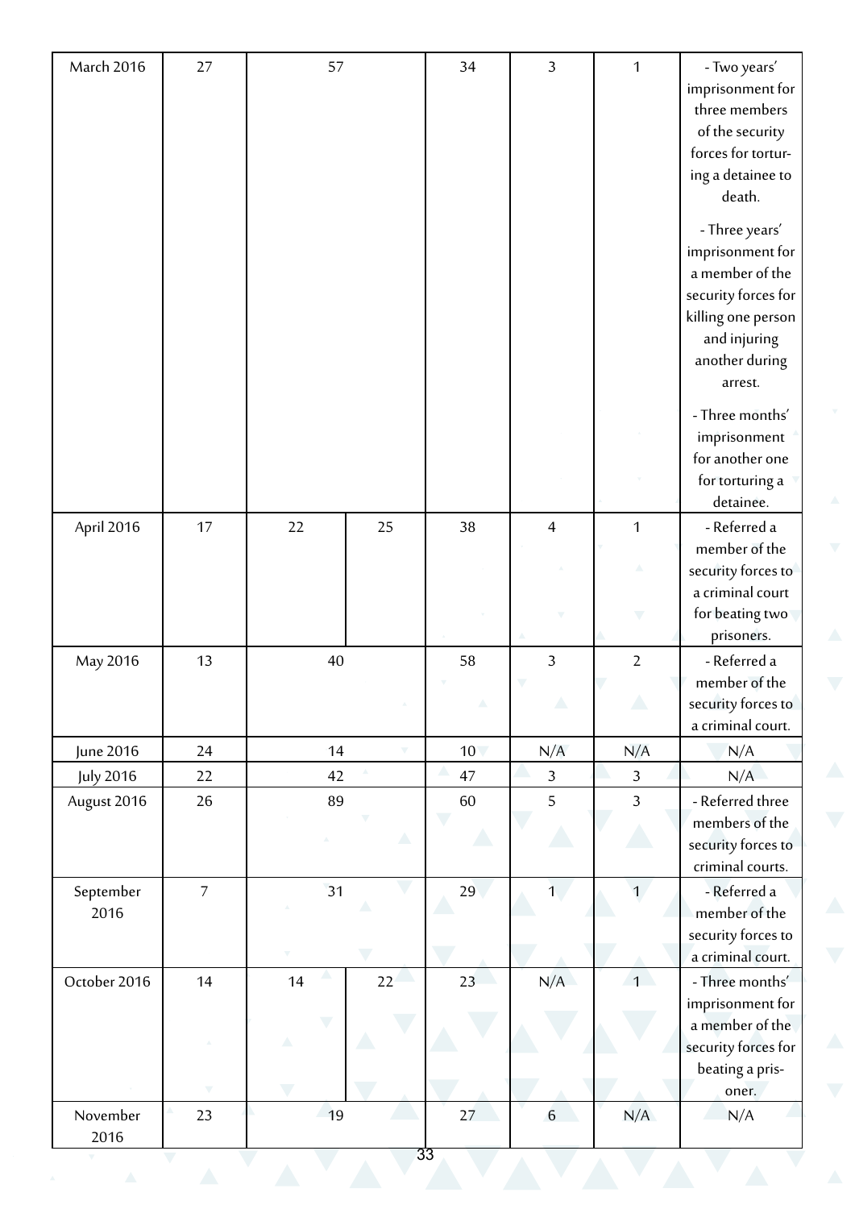| March 2016 | 27 | 57 | | 34 | 3 | 1 | - Two years' imprisonment for three members of the security forces for torturing a detainee to death. - Three years' imprisonment for a member of the security forces for killing one person and injuring another during arrest. - Three months' imprisonment for another one for torturing a detainee. |
|---|---|---|---|---|---|---|---|
| April 2016 | 17 | 22 | 25 | 38 | 4 | 1 | - Referred a member of the security forces to a criminal court for beating two prisoners. |
| May 2016 | 13 | 40 | | 58 | 3 | 2 | - Referred a member of the security forces to a criminal court. |
| June 2016 | 24 | 14 | | 10 | N/A | N/A | N/A |
| July 2016 | 22 | 42 | | 47 | 3 | 3 | N/A |
| August 2016 | 26 | 89 | | 60 | 5 | 3 | - Referred three members of the security forces to criminal courts. |
| September 2016 | 7 | 31 | | 29 | 1 | 1 | - Referred a member of the security forces to a criminal court. |
| October 2016 | 14 | 14 | 22 | 23 | N/A | 1 | - Three months' imprisonment for a member of the security forces for beating a prisoner. |
| November 2016 | 23 | 19 | | 27 | 6 | N/A | N/A |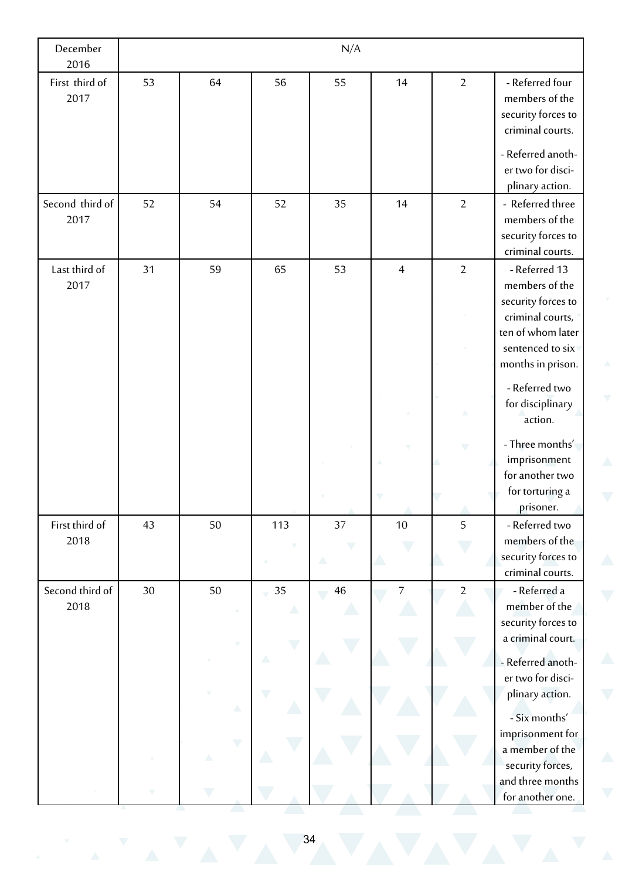| December 2016 | N/A | | | | | | |
|---|---|---|---|---|---|---|---|
| First third of 2017 | 53 | 64 | 56 | 55 | 14 | 2 | - Referred four members of the security forces to criminal courts.<br>- Referred another two for disciplinary action. |
| Second third of 2017 | 52 | 54 | 52 | 35 | 14 | 2 | - Referred three members of the security forces to criminal courts. |
| Last third of 2017 | 31 | 59 | 65 | 53 | 4 | 2 | - Referred 13 members of the security forces to criminal courts, ten of whom later sentenced to six months in prison.<br>- Referred two for disciplinary action.<br>- Three months' imprisonment for another two for torturing a prisoner. |
| First third of 2018 | 43 | 50 | 113 | 37 | 10 | 5 | - Referred two members of the security forces to criminal courts. |
| Second third of 2018 | 30 | 50 | 35 | 46 | 7 | 2 | - Referred a member of the security forces to a criminal court.<br>- Referred another two for disciplinary action.<br>- Six months' imprisonment for a member of the security forces, and three months for another one. |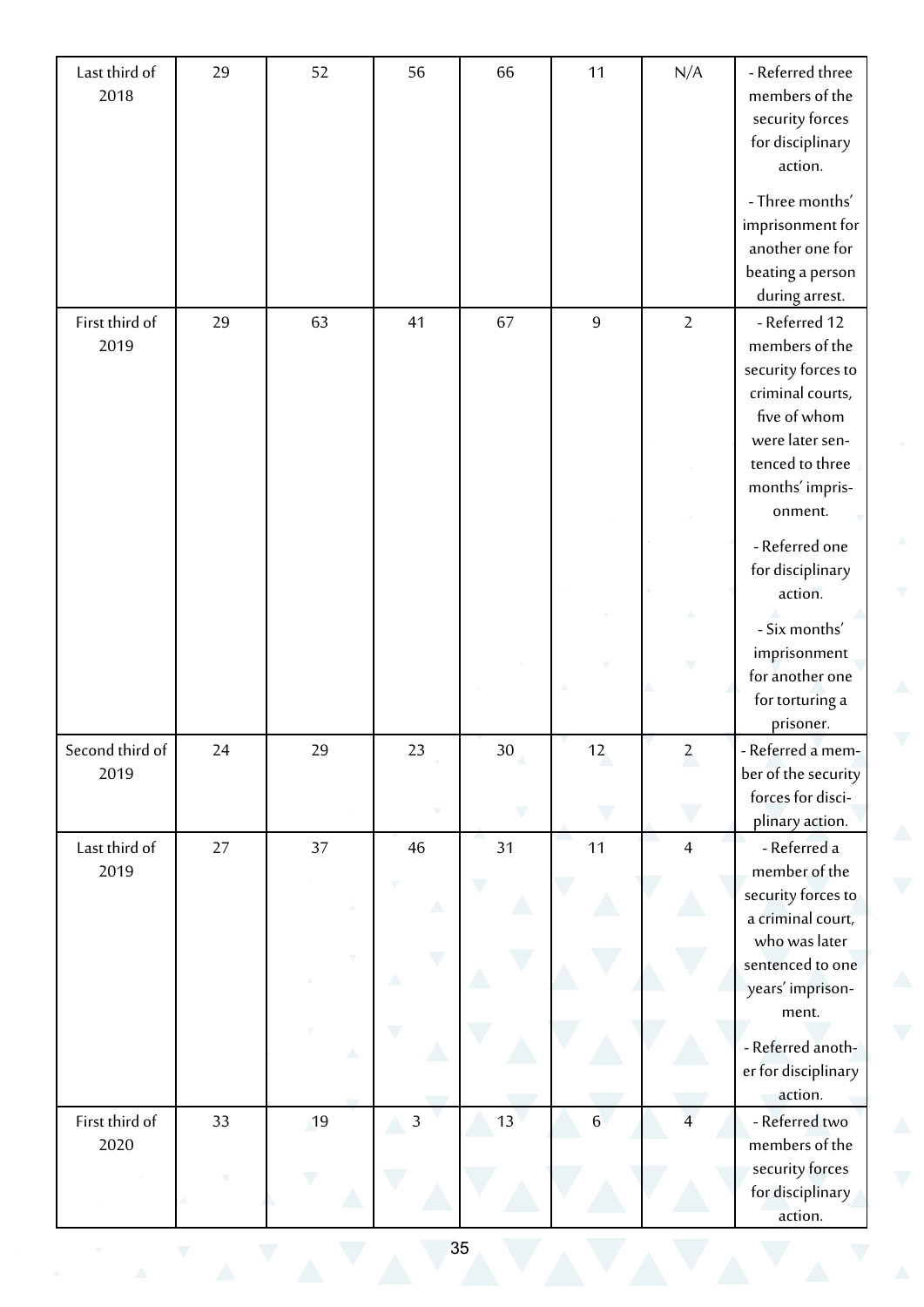| | | | | | | | |
|---|---|---|---|---|---|---|---|
| Last third of 2018 | 29 | 52 | 56 | 66 | 11 | N/A | - Referred three members of the security forces for disciplinary action.<br>- Three months' imprisonment for another one for beating a person during arrest. |
| First third of 2019 | 29 | 63 | 41 | 67 | 9 | 2 | - Referred 12 members of the security forces to criminal courts, five of whom were later sentenced to three months' imprisonment.<br>- Referred one for disciplinary action.<br>- Six months' imprisonment for another one for torturing a prisoner. |
| Second third of 2019 | 24 | 29 | 23 | 30 | 12 | 2 | - Referred a member of the security forces for disciplinary action. |
| Last third of 2019 | 27 | 37 | 46 | 31 | 11 | 4 | - Referred a member of the security forces to a criminal court, who was later sentenced to one years' imprisonment.<br>- Referred another for disciplinary action. |
| First third of 2020 | 33 | 19 | 3 | 13 | 6 | 4 | - Referred two members of the security forces for disciplinary action. |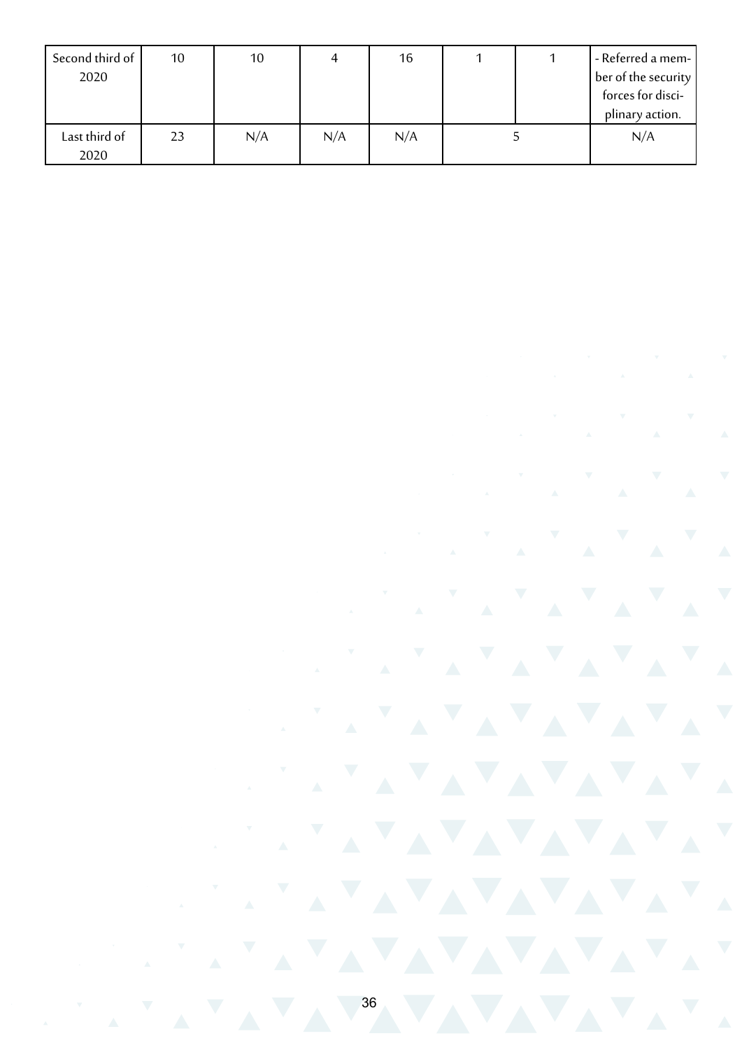| Second third of 2020 | 10 | 10 | 4 | 16 | 1 | 1 | - Referred a member of the security forces for disciplinary action. |
|---|---|---|---|---|---|---|---|
| Last third of 2020 | 23 | N/A | N/A | N/A | 5 | | N/A |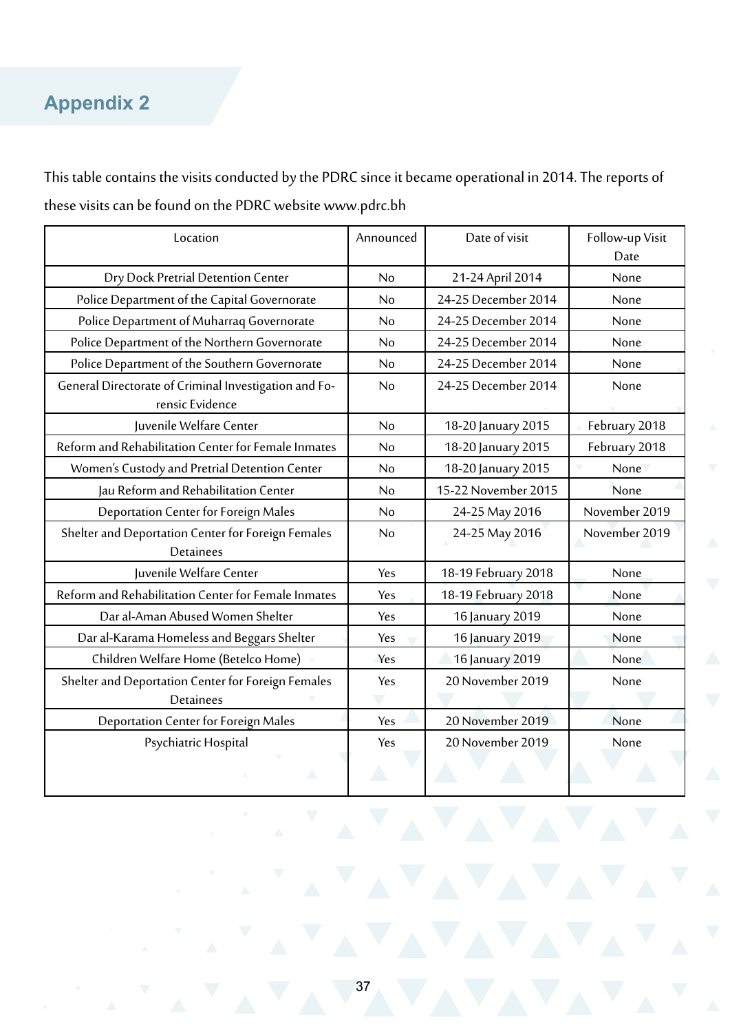# Appendix 2

This table contains the visits conducted by the PDRC since it became operational in 2014. The reports of these visits can be found on the PDRC website www.pdrc.bh

| Location | Announced | Date of visit | Follow-up Visit Date |
|---|---|---|---|
| Dry Dock Pretrial Detention Center | No | 21-24 April 2014 | None |
| Police Department of the Capital Governorate | No | 24-25 December 2014 | None |
| Police Department of Muharraq Governorate | No | 24-25 December 2014 | None |
| Police Department of the Northern Governorate | No | 24-25 December 2014 | None |
| Police Department of the Southern Governorate | No | 24-25 December 2014 | None |
| General Directorate of Criminal Investigation and Forensic Evidence | No | 24-25 December 2014 | None |
| Juvenile Welfare Center | No | 18-20 January 2015 | February 2018 |
| Reform and Rehabilitation Center for Female Inmates | No | 18-20 January 2015 | February 2018 |
| Women's Custody and Pretrial Detention Center | No | 18-20 January 2015 | None |
| Jau Reform and Rehabilitation Center | No | 15-22 November 2015 | None |
| Deportation Center for Foreign Males | No | 24-25 May 2016 | November 2019 |
| Shelter and Deportation Center for Foreign Females Detainees | No | 24-25 May 2016 | November 2019 |
| Juvenile Welfare Center | Yes | 18-19 February 2018 | None |
| Reform and Rehabilitation Center for Female Inmates | Yes | 18-19 February 2018 | None |
| Dar al-Aman Abused Women Shelter | Yes | 16 January 2019 | None |
| Dar al-Karama Homeless and Beggars Shelter | Yes | 16 January 2019 | None |
| Children Welfare Home (Betelco Home) | Yes | 16 January 2019 | None |
| Shelter and Deportation Center for Foreign Females Detainees | Yes | 20 November 2019 | None |
| Deportation Center for Foreign Males | Yes | 20 November 2019 | None |
| Psychiatric Hospital | Yes | 20 November 2019 | None |